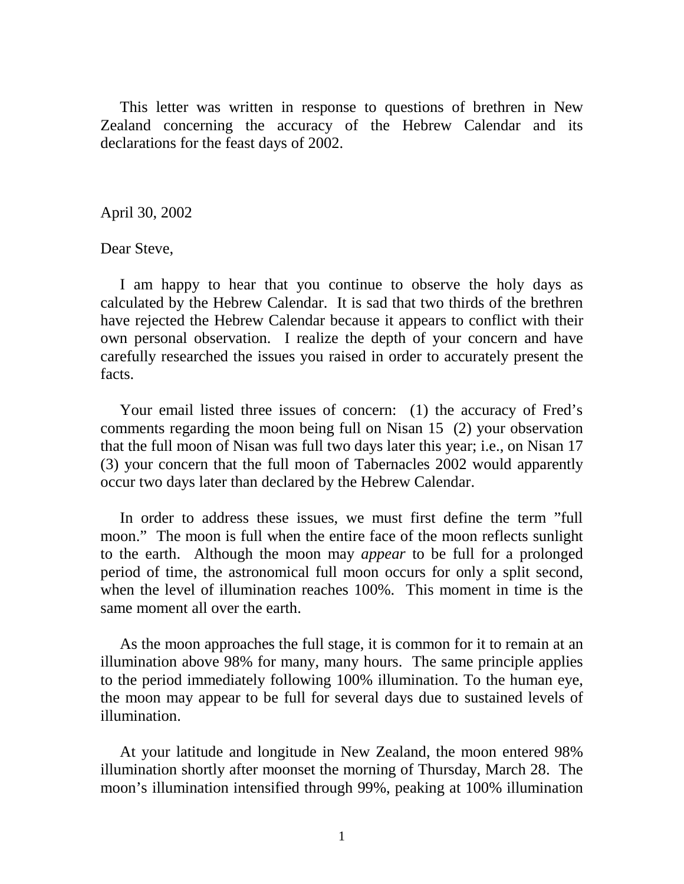This letter was written in response to questions of brethren in New Zealand concerning the accuracy of the Hebrew Calendar and its declarations for the feast days of 2002.

April 30, 2002

Dear Steve,

I am happy to hear that you continue to observe the holy days as calculated by the Hebrew Calendar. It is sad that two thirds of the brethren have rejected the Hebrew Calendar because it appears to conflict with their own personal observation. I realize the depth of your concern and have carefully researched the issues you raised in order to accurately present the facts.

Your email listed three issues of concern: (1) the accuracy of Fred's comments regarding the moon being full on Nisan 15 (2) your observation that the full moon of Nisan was full two days later this year; i.e., on Nisan 17 (3) your concern that the full moon of Tabernacles 2002 would apparently occur two days later than declared by the Hebrew Calendar.

In order to address these issues, we must first define the term "full moon." The moon is full when the entire face of the moon reflects sunlight to the earth. Although the moon may *appear* to be full for a prolonged period of time, the astronomical full moon occurs for only a split second, when the level of illumination reaches 100%. This moment in time is the same moment all over the earth.

As the moon approaches the full stage, it is common for it to remain at an illumination above 98% for many, many hours. The same principle applies to the period immediately following 100% illumination. To the human eye, the moon may appear to be full for several days due to sustained levels of illumination.

At your latitude and longitude in New Zealand, the moon entered 98% illumination shortly after moonset the morning of Thursday, March 28. The moon's illumination intensified through 99%, peaking at 100% illumination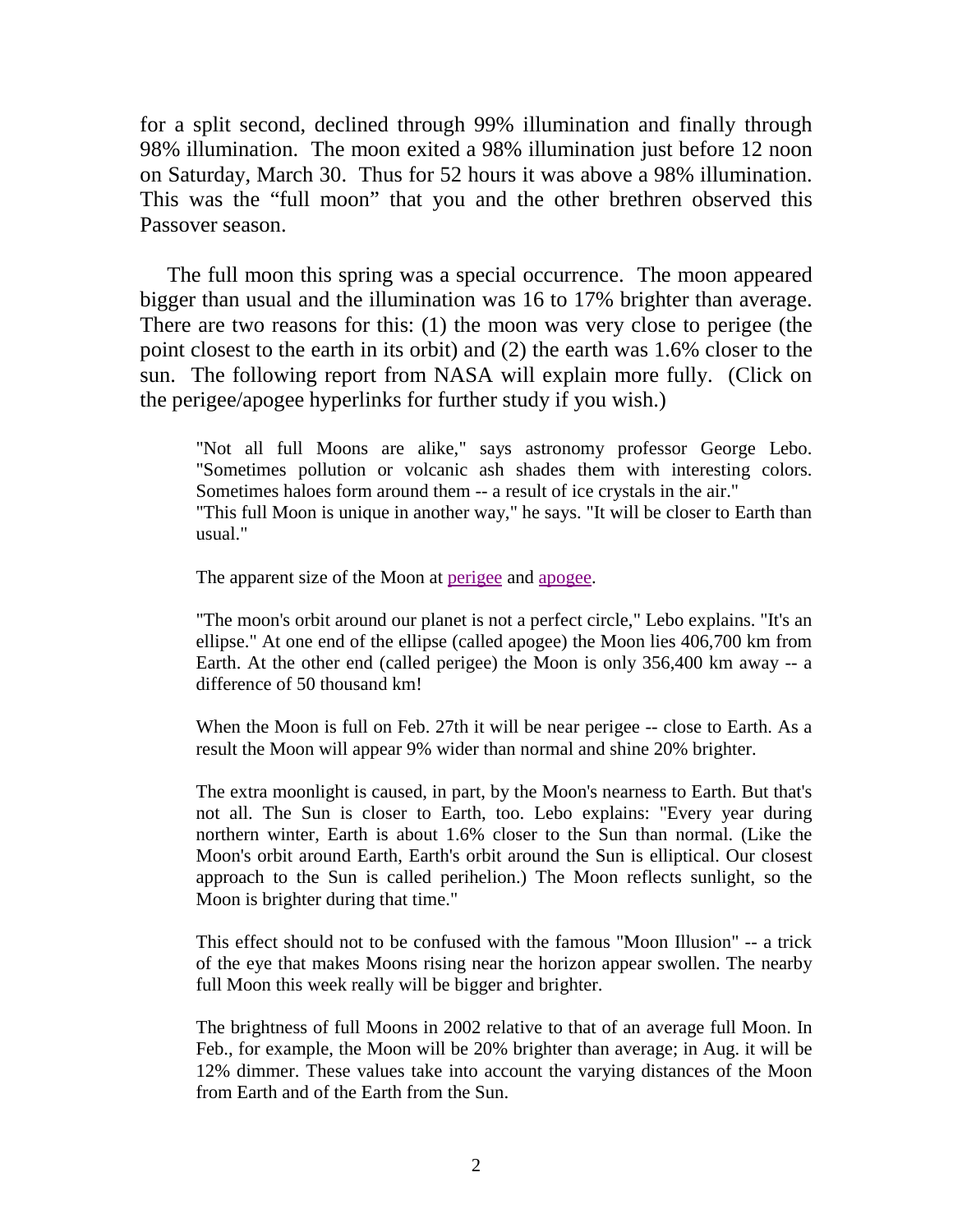for a split second, declined through 99% illumination and finally through 98% illumination. The moon exited a 98% illumination just before 12 noon on Saturday, March 30. Thus for 52 hours it was above a 98% illumination. This was the "full moon" that you and the other brethren observed this Passover season.

The full moon this spring was a special occurrence. The moon appeared bigger than usual and the illumination was 16 to 17% brighter than average. There are two reasons for this: (1) the moon was very close to perigee (the point closest to the earth in its orbit) and (2) the earth was 1.6% closer to the sun. The following report from NASA will explain more fully. (Click on the perigee/apogee hyperlinks for further study if you wish.)

> "Not all full Moons are alike," says astronomy professor George Lebo. "Sometimes pollution or volcanic ash shades them with interesting colors. Sometimes haloes form around them -- a result of ice crystals in the air."
> "This full Moon is unique in another way," he says. "It will be closer to Earth than usual."
>
> The apparent size of the Moon at perigee and apogee.
>
> "The moon's orbit around our planet is not a perfect circle," Lebo explains. "It's an ellipse." At one end of the ellipse (called apogee) the Moon lies 406,700 km from Earth. At the other end (called perigee) the Moon is only 356,400 km away -- a difference of 50 thousand km!
>
> When the Moon is full on Feb. 27th it will be near perigee -- close to Earth. As a result the Moon will appear 9% wider than normal and shine 20% brighter.
>
> The extra moonlight is caused, in part, by the Moon's nearness to Earth. But that's not all. The Sun is closer to Earth, too. Lebo explains: "Every year during northern winter, Earth is about 1.6% closer to the Sun than normal. (Like the Moon's orbit around Earth, Earth's orbit around the Sun is elliptical. Our closest approach to the Sun is called perihelion.) The Moon reflects sunlight, so the Moon is brighter during that time."
>
> This effect should not to be confused with the famous "Moon Illusion" -- a trick of the eye that makes Moons rising near the horizon appear swollen. The nearby full Moon this week really will be bigger and brighter.
>
> The brightness of full Moons in 2002 relative to that of an average full Moon. In Feb., for example, the Moon will be 20% brighter than average; in Aug. it will be 12% dimmer. These values take into account the varying distances of the Moon from Earth and of the Earth from the Sun.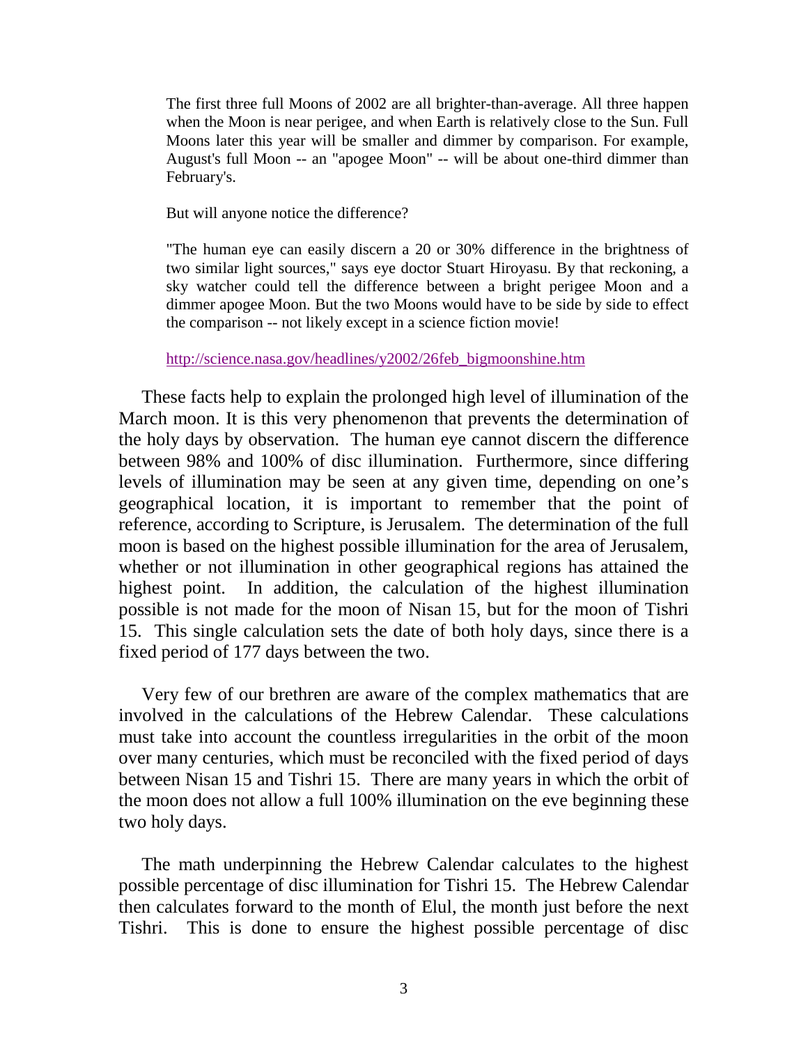> The first three full Moons of 2002 are all brighter-than-average. All three happen when the Moon is near perigee, and when Earth is relatively close to the Sun. Full Moons later this year will be smaller and dimmer by comparison. For example, August's full Moon -- an "apogee Moon" -- will be about one-third dimmer than February's.
>
> But will anyone notice the difference?
>
> "The human eye can easily discern a 20 or 30% difference in the brightness of two similar light sources," says eye doctor Stuart Hiroyasu. By that reckoning, a sky watcher could tell the difference between a bright perigee Moon and a dimmer apogee Moon. But the two Moons would have to be side by side to effect the comparison -- not likely except in a science fiction movie!
>
> http://science.nasa.gov/headlines/y2002/26feb_bigmoonshine.htm

These facts help to explain the prolonged high level of illumination of the March moon. It is this very phenomenon that prevents the determination of the holy days by observation. The human eye cannot discern the difference between 98% and 100% of disc illumination. Furthermore, since differing levels of illumination may be seen at any given time, depending on one's geographical location, it is important to remember that the point of reference, according to Scripture, is Jerusalem. The determination of the full moon is based on the highest possible illumination for the area of Jerusalem, whether or not illumination in other geographical regions has attained the highest point. In addition, the calculation of the highest illumination possible is not made for the moon of Nisan 15, but for the moon of Tishri 15. This single calculation sets the date of both holy days, since there is a fixed period of 177 days between the two.

Very few of our brethren are aware of the complex mathematics that are involved in the calculations of the Hebrew Calendar. These calculations must take into account the countless irregularities in the orbit of the moon over many centuries, which must be reconciled with the fixed period of days between Nisan 15 and Tishri 15. There are many years in which the orbit of the moon does not allow a full 100% illumination on the eve beginning these two holy days.

The math underpinning the Hebrew Calendar calculates to the highest possible percentage of disc illumination for Tishri 15. The Hebrew Calendar then calculates forward to the month of Elul, the month just before the next Tishri. This is done to ensure the highest possible percentage of disc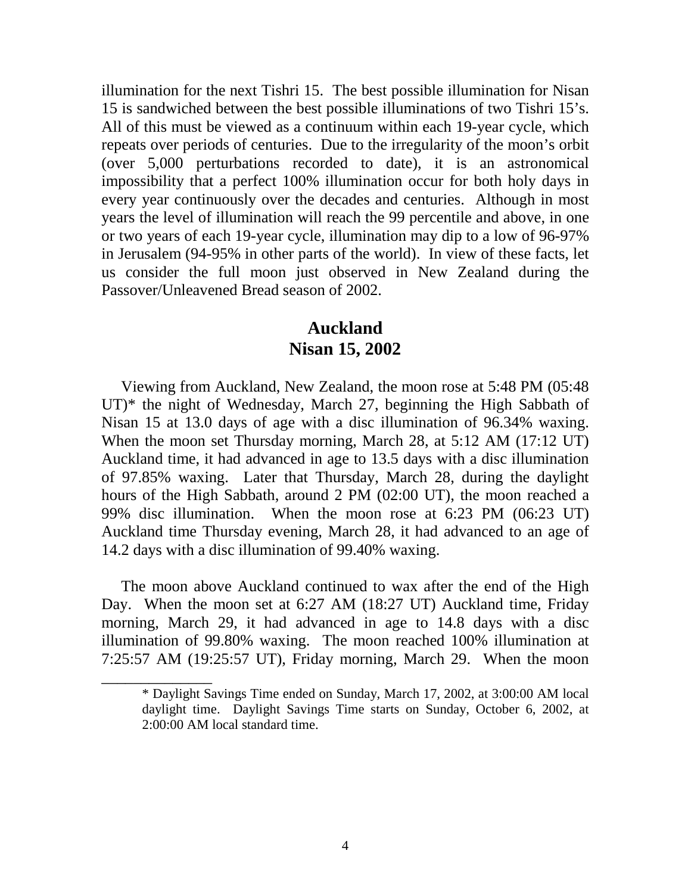illumination for the next Tishri 15. The best possible illumination for Nisan 15 is sandwiched between the best possible illuminations of two Tishri 15's. All of this must be viewed as a continuum within each 19-year cycle, which repeats over periods of centuries. Due to the irregularity of the moon's orbit (over 5,000 perturbations recorded to date), it is an astronomical impossibility that a perfect 100% illumination occur for both holy days in every year continuously over the decades and centuries. Although in most years the level of illumination will reach the 99 percentile and above, in one or two years of each 19-year cycle, illumination may dip to a low of 96-97% in Jerusalem (94-95% in other parts of the world). In view of these facts, let us consider the full moon just observed in New Zealand during the Passover/Unleavened Bread season of 2002.

## Auckland
## Nisan 15, 2002

Viewing from Auckland, New Zealand, the moon rose at 5:48 PM (05:48 UT)* the night of Wednesday, March 27, beginning the High Sabbath of Nisan 15 at 13.0 days of age with a disc illumination of 96.34% waxing. When the moon set Thursday morning, March 28, at 5:12 AM (17:12 UT) Auckland time, it had advanced in age to 13.5 days with a disc illumination of 97.85% waxing. Later that Thursday, March 28, during the daylight hours of the High Sabbath, around 2 PM (02:00 UT), the moon reached a 99% disc illumination. When the moon rose at 6:23 PM (06:23 UT) Auckland time Thursday evening, March 28, it had advanced to an age of 14.2 days with a disc illumination of 99.40% waxing.

The moon above Auckland continued to wax after the end of the High Day. When the moon set at 6:27 AM (18:27 UT) Auckland time, Friday morning, March 29, it had advanced in age to 14.8 days with a disc illumination of 99.80% waxing. The moon reached 100% illumination at 7:25:57 AM (19:25:57 UT), Friday morning, March 29. When the moon

---

\* Daylight Savings Time ended on Sunday, March 17, 2002, at 3:00:00 AM local daylight time. Daylight Savings Time starts on Sunday, October 6, 2002, at 2:00:00 AM local standard time.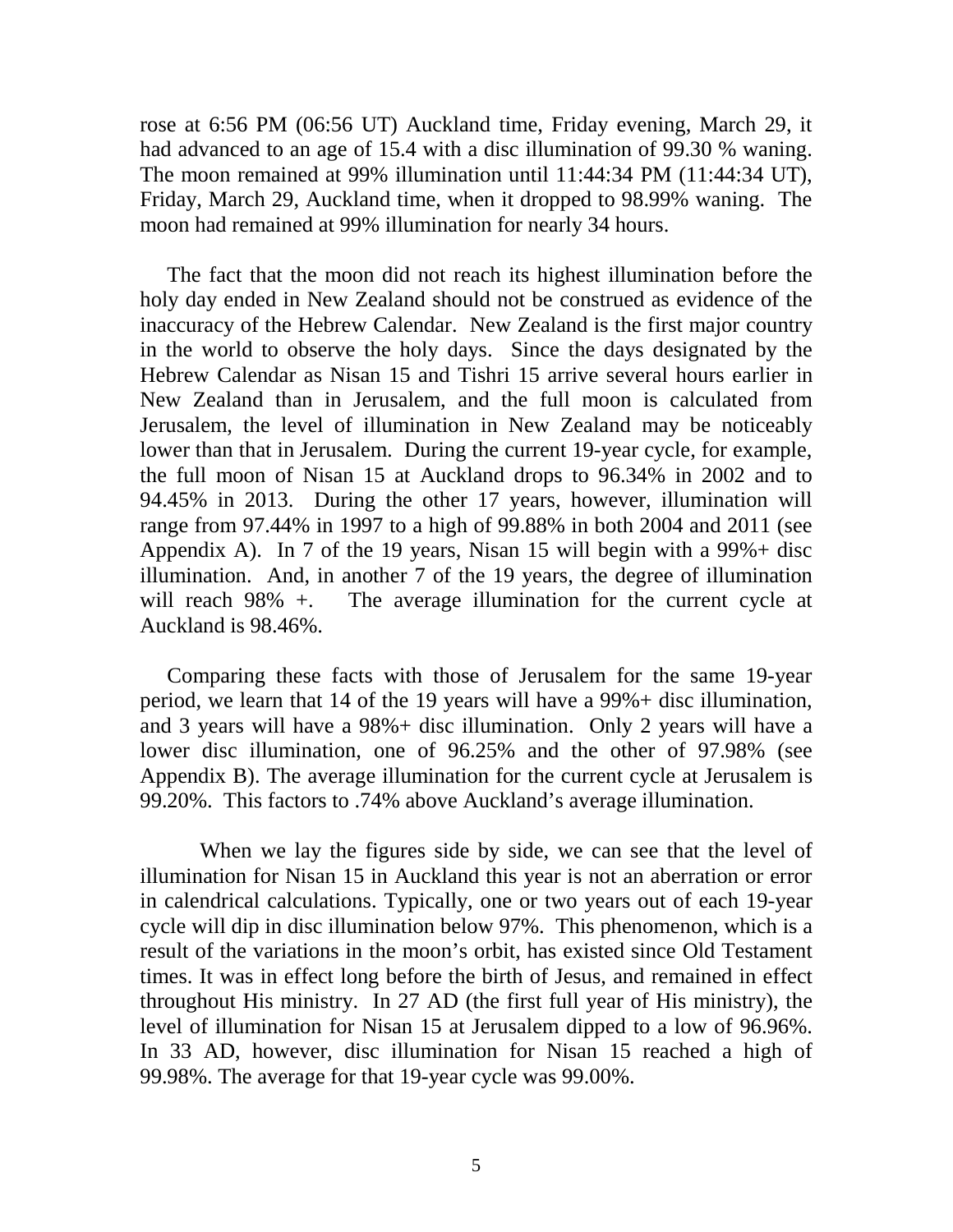rose at 6:56 PM (06:56 UT) Auckland time, Friday evening, March 29, it had advanced to an age of 15.4 with a disc illumination of 99.30 % waning. The moon remained at 99% illumination until 11:44:34 PM (11:44:34 UT), Friday, March 29, Auckland time, when it dropped to 98.99% waning. The moon had remained at 99% illumination for nearly 34 hours.

The fact that the moon did not reach its highest illumination before the holy day ended in New Zealand should not be construed as evidence of the inaccuracy of the Hebrew Calendar. New Zealand is the first major country in the world to observe the holy days. Since the days designated by the Hebrew Calendar as Nisan 15 and Tishri 15 arrive several hours earlier in New Zealand than in Jerusalem, and the full moon is calculated from Jerusalem, the level of illumination in New Zealand may be noticeably lower than that in Jerusalem. During the current 19-year cycle, for example, the full moon of Nisan 15 at Auckland drops to 96.34% in 2002 and to 94.45% in 2013. During the other 17 years, however, illumination will range from 97.44% in 1997 to a high of 99.88% in both 2004 and 2011 (see Appendix A). In 7 of the 19 years, Nisan 15 will begin with a 99%+ disc illumination. And, in another 7 of the 19 years, the degree of illumination will reach 98% +. The average illumination for the current cycle at Auckland is 98.46%.

Comparing these facts with those of Jerusalem for the same 19-year period, we learn that 14 of the 19 years will have a 99%+ disc illumination, and 3 years will have a 98%+ disc illumination. Only 2 years will have a lower disc illumination, one of 96.25% and the other of 97.98% (see Appendix B). The average illumination for the current cycle at Jerusalem is 99.20%. This factors to .74% above Auckland's average illumination.

When we lay the figures side by side, we can see that the level of illumination for Nisan 15 in Auckland this year is not an aberration or error in calendrical calculations. Typically, one or two years out of each 19-year cycle will dip in disc illumination below 97%. This phenomenon, which is a result of the variations in the moon's orbit, has existed since Old Testament times. It was in effect long before the birth of Jesus, and remained in effect throughout His ministry. In 27 AD (the first full year of His ministry), the level of illumination for Nisan 15 at Jerusalem dipped to a low of 96.96%. In 33 AD, however, disc illumination for Nisan 15 reached a high of 99.98%. The average for that 19-year cycle was 99.00%.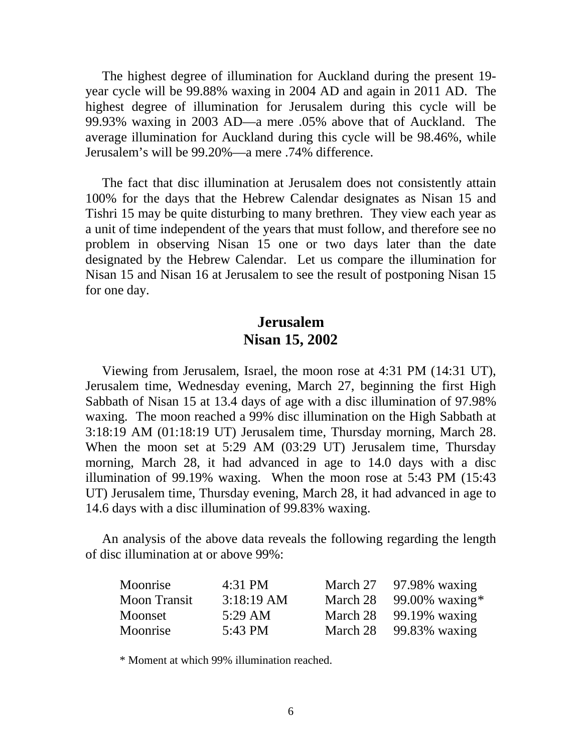The highest degree of illumination for Auckland during the present 19-year cycle will be 99.88% waxing in 2004 AD and again in 2011 AD. The highest degree of illumination for Jerusalem during this cycle will be 99.93% waxing in 2003 AD—a mere .05% above that of Auckland. The average illumination for Auckland during this cycle will be 98.46%, while Jerusalem's will be 99.20%—a mere .74% difference.

The fact that disc illumination at Jerusalem does not consistently attain 100% for the days that the Hebrew Calendar designates as Nisan 15 and Tishri 15 may be quite disturbing to many brethren. They view each year as a unit of time independent of the years that must follow, and therefore see no problem in observing Nisan 15 one or two days later than the date designated by the Hebrew Calendar. Let us compare the illumination for Nisan 15 and Nisan 16 at Jerusalem to see the result of postponing Nisan 15 for one day.

## Jerusalem
## Nisan 15, 2002

Viewing from Jerusalem, Israel, the moon rose at 4:31 PM (14:31 UT), Jerusalem time, Wednesday evening, March 27, beginning the first High Sabbath of Nisan 15 at 13.4 days of age with a disc illumination of 97.98% waxing. The moon reached a 99% disc illumination on the High Sabbath at 3:18:19 AM (01:18:19 UT) Jerusalem time, Thursday morning, March 28. When the moon set at 5:29 AM (03:29 UT) Jerusalem time, Thursday morning, March 28, it had advanced in age to 14.0 days with a disc illumination of 99.19% waxing. When the moon rose at 5:43 PM (15:43 UT) Jerusalem time, Thursday evening, March 28, it had advanced in age to 14.6 days with a disc illumination of 99.83% waxing.

An analysis of the above data reveals the following regarding the length of disc illumination at or above 99%:

| | | | |
|---|---|---|---|
| Moonrise | 4:31 PM | March 27 | 97.98% waxing |
| Moon Transit | 3:18:19 AM | March 28 | 99.00% waxing* |
| Moonset | 5:29 AM | March 28 | 99.19% waxing |
| Moonrise | 5:43 PM | March 28 | 99.83% waxing |

\* Moment at which 99% illumination reached.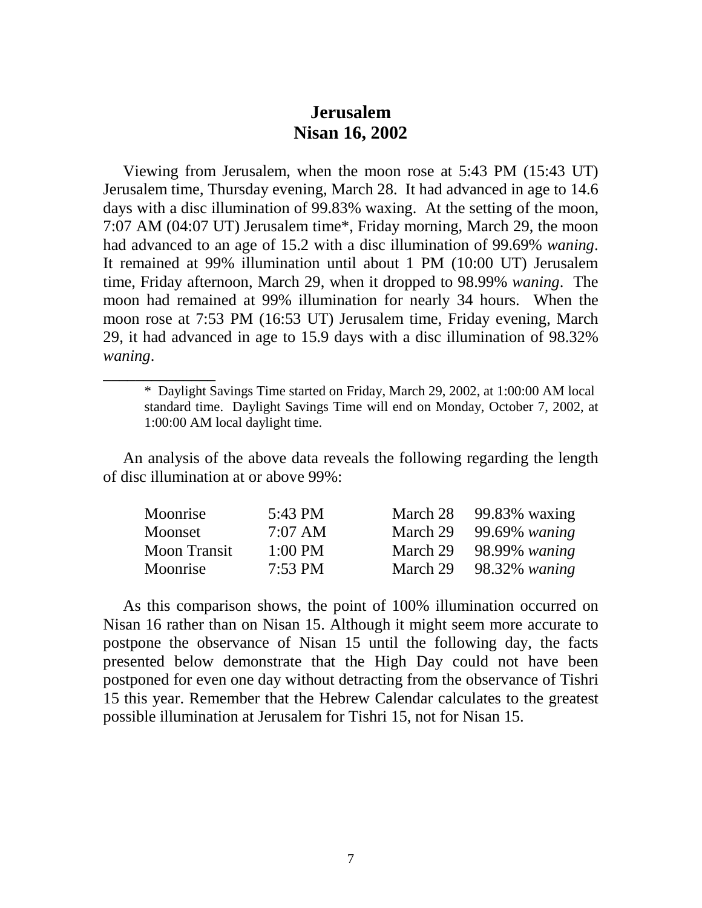# Jerusalem
# Nisan 16, 2002

Viewing from Jerusalem, when the moon rose at 5:43 PM (15:43 UT) Jerusalem time, Thursday evening, March 28. It had advanced in age to 14.6 days with a disc illumination of 99.83% waxing. At the setting of the moon, 7:07 AM (04:07 UT) Jerusalem time*, Friday morning, March 29, the moon had advanced to an age of 15.2 with a disc illumination of 99.69% *waning*. It remained at 99% illumination until about 1 PM (10:00 UT) Jerusalem time, Friday afternoon, March 29, when it dropped to 98.99% *waning*. The moon had remained at 99% illumination for nearly 34 hours. When the moon rose at 7:53 PM (16:53 UT) Jerusalem time, Friday evening, March 29, it had advanced in age to 15.9 days with a disc illumination of 98.32% *waning*.

______________

\* Daylight Savings Time started on Friday, March 29, 2002, at 1:00:00 AM local standard time. Daylight Savings Time will end on Monday, October 7, 2002, at 1:00:00 AM local daylight time.

An analysis of the above data reveals the following regarding the length of disc illumination at or above 99%:

| | | | |
|---|---|---|---|
| Moonrise | 5:43 PM | March 28 | 99.83% waxing |
| Moonset | 7:07 AM | March 29 | 99.69% *waning* |
| Moon Transit | 1:00 PM | March 29 | 98.99% *waning* |
| Moonrise | 7:53 PM | March 29 | 98.32% *waning* |

As this comparison shows, the point of 100% illumination occurred on Nisan 16 rather than on Nisan 15. Although it might seem more accurate to postpone the observance of Nisan 15 until the following day, the facts presented below demonstrate that the High Day could not have been postponed for even one day without detracting from the observance of Tishri 15 this year. Remember that the Hebrew Calendar calculates to the greatest possible illumination at Jerusalem for Tishri 15, not for Nisan 15.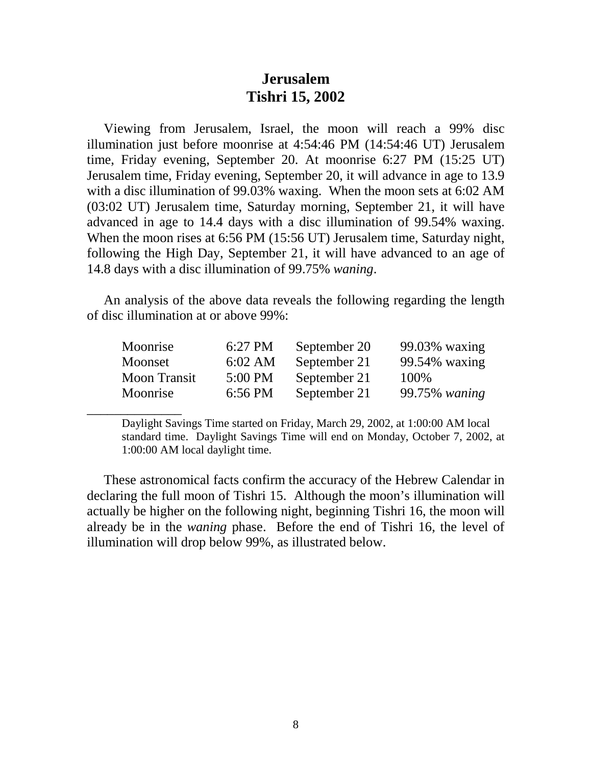# Jerusalem
# Tishri 15, 2002

Viewing from Jerusalem, Israel, the moon will reach a 99% disc illumination just before moonrise at 4:54:46 PM (14:54:46 UT) Jerusalem time, Friday evening, September 20. At moonrise 6:27 PM (15:25 UT) Jerusalem time, Friday evening, September 20, it will advance in age to 13.9 with a disc illumination of 99.03% waxing. When the moon sets at 6:02 AM (03:02 UT) Jerusalem time, Saturday morning, September 21, it will have advanced in age to 14.4 days with a disc illumination of 99.54% waxing. When the moon rises at 6:56 PM (15:56 UT) Jerusalem time, Saturday night, following the High Day, September 21, it will have advanced to an age of 14.8 days with a disc illumination of 99.75% *waning*.

An analysis of the above data reveals the following regarding the length of disc illumination at or above 99%:

| | | | |
|---|---|---|---|
| Moonrise | 6:27 PM | September 20 | 99.03% waxing |
| Moonset | 6:02 AM | September 21 | 99.54% waxing |
| Moon Transit | 5:00 PM | September 21 | 100% |
| Moonrise | 6:56 PM | September 21 | 99.75% *waning* |

---

Daylight Savings Time started on Friday, March 29, 2002, at 1:00:00 AM local standard time. Daylight Savings Time will end on Monday, October 7, 2002, at 1:00:00 AM local daylight time.

These astronomical facts confirm the accuracy of the Hebrew Calendar in declaring the full moon of Tishri 15. Although the moon's illumination will actually be higher on the following night, beginning Tishri 16, the moon will already be in the *waning* phase. Before the end of Tishri 16, the level of illumination will drop below 99%, as illustrated below.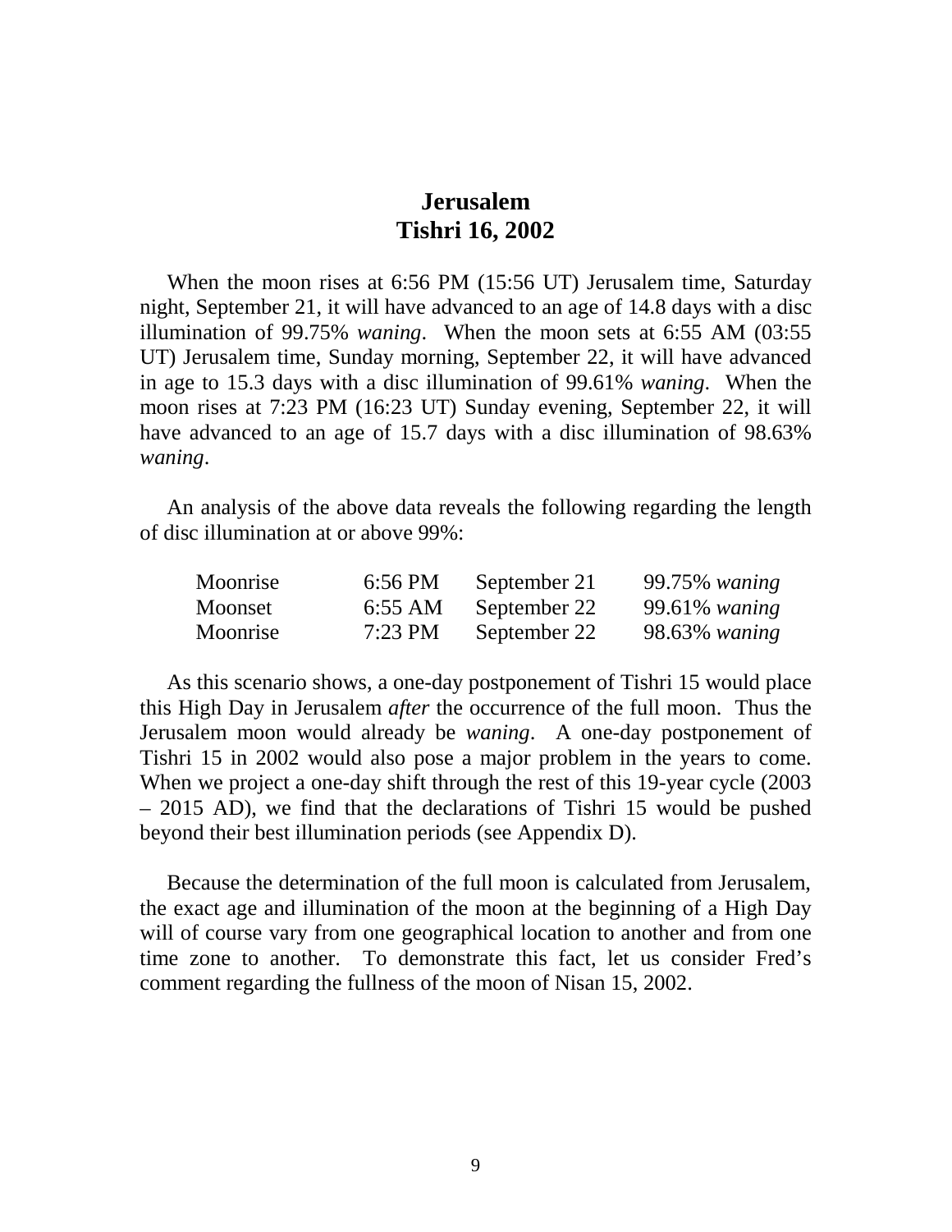# Jerusalem
# Tishri 16, 2002

When the moon rises at 6:56 PM (15:56 UT) Jerusalem time, Saturday night, September 21, it will have advanced to an age of 14.8 days with a disc illumination of 99.75% *waning*. When the moon sets at 6:55 AM (03:55 UT) Jerusalem time, Sunday morning, September 22, it will have advanced in age to 15.3 days with a disc illumination of 99.61% *waning*. When the moon rises at 7:23 PM (16:23 UT) Sunday evening, September 22, it will have advanced to an age of 15.7 days with a disc illumination of 98.63% *waning*.

An analysis of the above data reveals the following regarding the length of disc illumination at or above 99%:

| | | | |
|---|---|---|---|
| Moonrise | 6:56 PM | September 21 | 99.75% *waning* |
| Moonset | 6:55 AM | September 22 | 99.61% *waning* |
| Moonrise | 7:23 PM | September 22 | 98.63% *waning* |

As this scenario shows, a one-day postponement of Tishri 15 would place this High Day in Jerusalem *after* the occurrence of the full moon. Thus the Jerusalem moon would already be *waning*. A one-day postponement of Tishri 15 in 2002 would also pose a major problem in the years to come. When we project a one-day shift through the rest of this 19-year cycle (2003 – 2015 AD), we find that the declarations of Tishri 15 would be pushed beyond their best illumination periods (see Appendix D).

Because the determination of the full moon is calculated from Jerusalem, the exact age and illumination of the moon at the beginning of a High Day will of course vary from one geographical location to another and from one time zone to another. To demonstrate this fact, let us consider Fred's comment regarding the fullness of the moon of Nisan 15, 2002.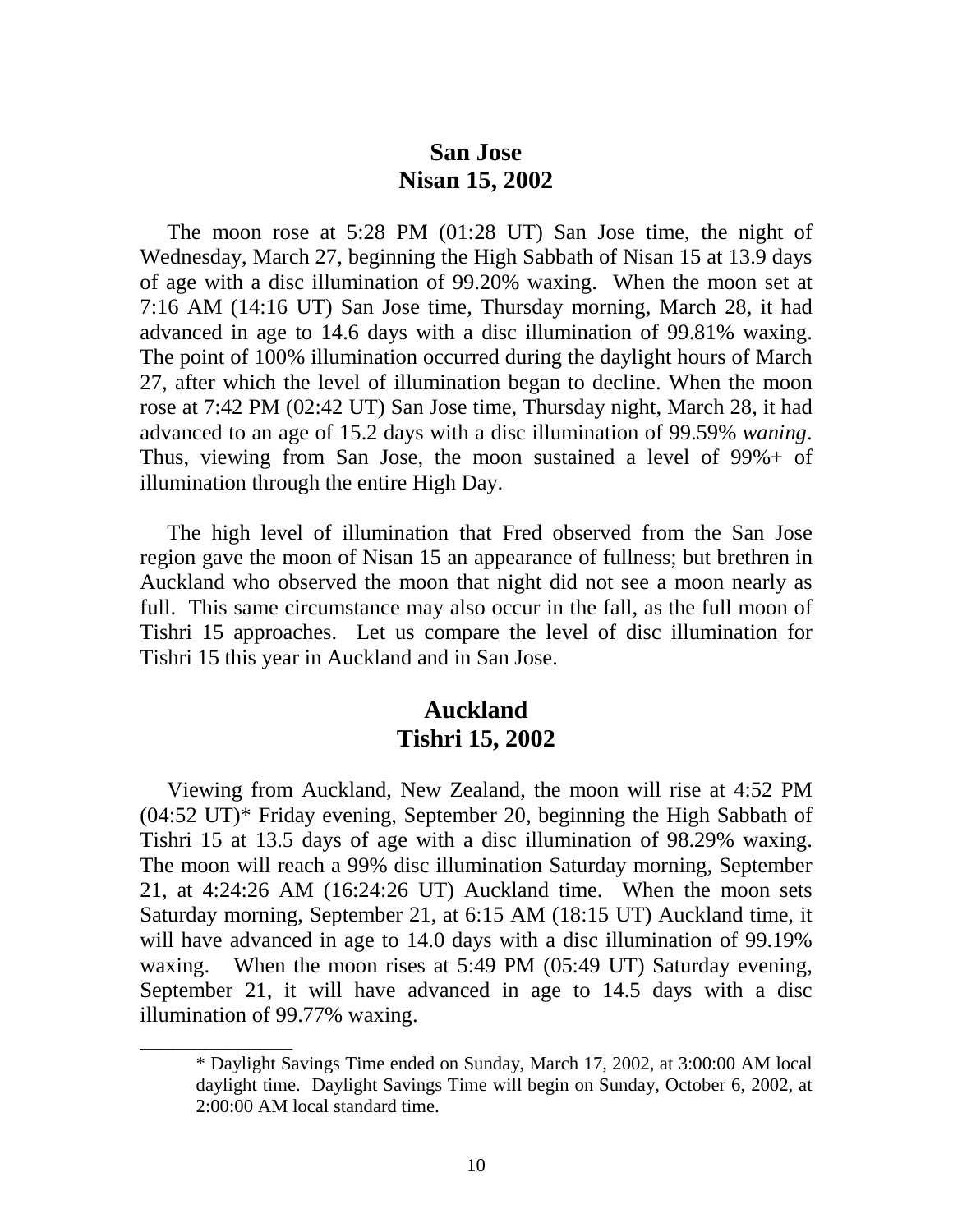## San Jose
## Nisan 15, 2002

The moon rose at 5:28 PM (01:28 UT) San Jose time, the night of Wednesday, March 27, beginning the High Sabbath of Nisan 15 at 13.9 days of age with a disc illumination of 99.20% waxing. When the moon set at 7:16 AM (14:16 UT) San Jose time, Thursday morning, March 28, it had advanced in age to 14.6 days with a disc illumination of 99.81% waxing. The point of 100% illumination occurred during the daylight hours of March 27, after which the level of illumination began to decline. When the moon rose at 7:42 PM (02:42 UT) San Jose time, Thursday night, March 28, it had advanced to an age of 15.2 days with a disc illumination of 99.59% *waning*. Thus, viewing from San Jose, the moon sustained a level of 99%+ of illumination through the entire High Day.

The high level of illumination that Fred observed from the San Jose region gave the moon of Nisan 15 an appearance of fullness; but brethren in Auckland who observed the moon that night did not see a moon nearly as full. This same circumstance may also occur in the fall, as the full moon of Tishri 15 approaches. Let us compare the level of disc illumination for Tishri 15 this year in Auckland and in San Jose.

## Auckland
## Tishri 15, 2002

Viewing from Auckland, New Zealand, the moon will rise at 4:52 PM (04:52 UT)* Friday evening, September 20, beginning the High Sabbath of Tishri 15 at 13.5 days of age with a disc illumination of 98.29% waxing. The moon will reach a 99% disc illumination Saturday morning, September 21, at 4:24:26 AM (16:24:26 UT) Auckland time. When the moon sets Saturday morning, September 21, at 6:15 AM (18:15 UT) Auckland time, it will have advanced in age to 14.0 days with a disc illumination of 99.19% waxing. When the moon rises at 5:49 PM (05:49 UT) Saturday evening, September 21, it will have advanced in age to 14.5 days with a disc illumination of 99.77% waxing.

---

\* Daylight Savings Time ended on Sunday, March 17, 2002, at 3:00:00 AM local daylight time. Daylight Savings Time will begin on Sunday, October 6, 2002, at 2:00:00 AM local standard time.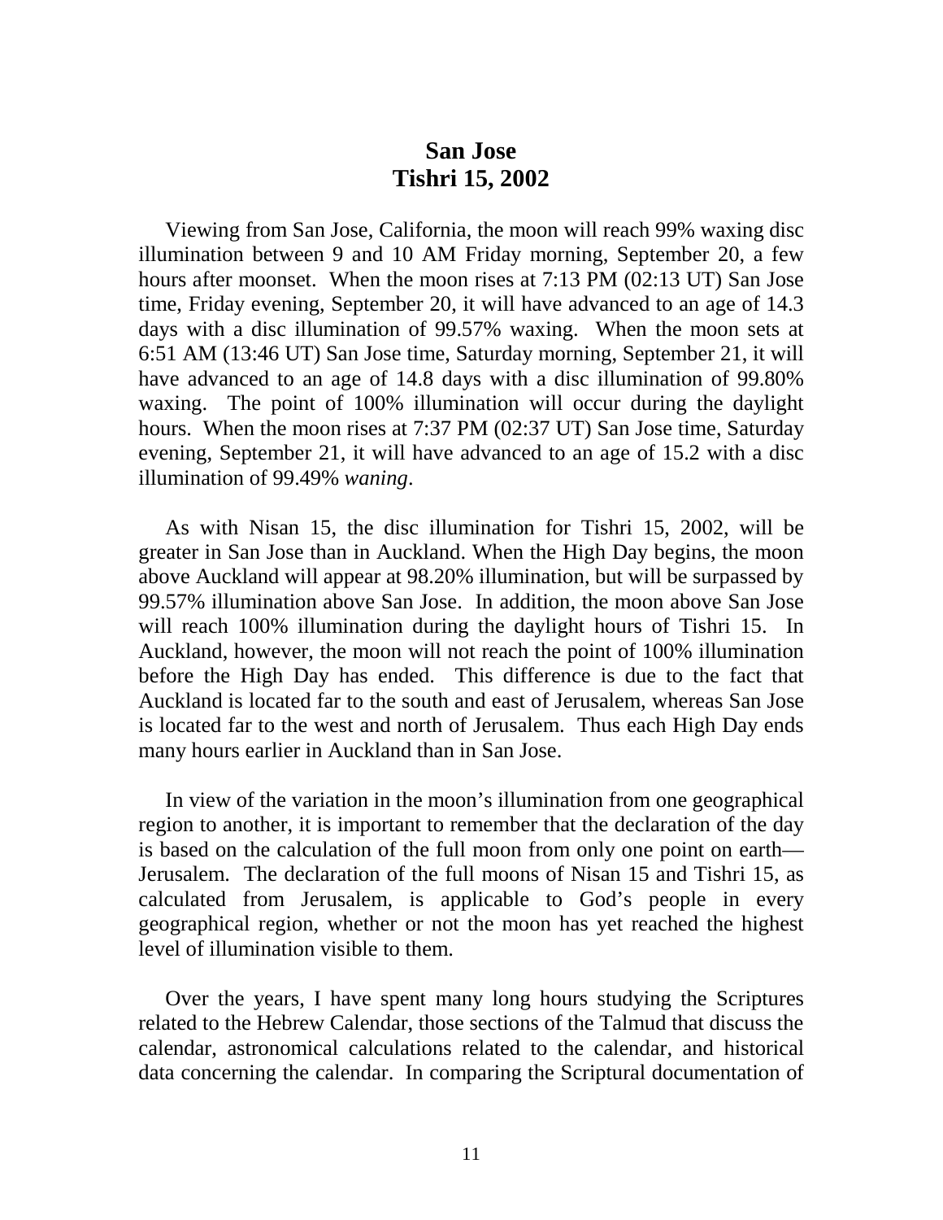## San Jose
## Tishri 15, 2002

Viewing from San Jose, California, the moon will reach 99% waxing disc illumination between 9 and 10 AM Friday morning, September 20, a few hours after moonset. When the moon rises at 7:13 PM (02:13 UT) San Jose time, Friday evening, September 20, it will have advanced to an age of 14.3 days with a disc illumination of 99.57% waxing. When the moon sets at 6:51 AM (13:46 UT) San Jose time, Saturday morning, September 21, it will have advanced to an age of 14.8 days with a disc illumination of 99.80% waxing. The point of 100% illumination will occur during the daylight hours. When the moon rises at 7:37 PM (02:37 UT) San Jose time, Saturday evening, September 21, it will have advanced to an age of 15.2 with a disc illumination of 99.49% *waning*.

As with Nisan 15, the disc illumination for Tishri 15, 2002, will be greater in San Jose than in Auckland. When the High Day begins, the moon above Auckland will appear at 98.20% illumination, but will be surpassed by 99.57% illumination above San Jose. In addition, the moon above San Jose will reach 100% illumination during the daylight hours of Tishri 15. In Auckland, however, the moon will not reach the point of 100% illumination before the High Day has ended. This difference is due to the fact that Auckland is located far to the south and east of Jerusalem, whereas San Jose is located far to the west and north of Jerusalem. Thus each High Day ends many hours earlier in Auckland than in San Jose.

In view of the variation in the moon's illumination from one geographical region to another, it is important to remember that the declaration of the day is based on the calculation of the full moon from only one point on earth—Jerusalem. The declaration of the full moons of Nisan 15 and Tishri 15, as calculated from Jerusalem, is applicable to God's people in every geographical region, whether or not the moon has yet reached the highest level of illumination visible to them.

Over the years, I have spent many long hours studying the Scriptures related to the Hebrew Calendar, those sections of the Talmud that discuss the calendar, astronomical calculations related to the calendar, and historical data concerning the calendar. In comparing the Scriptural documentation of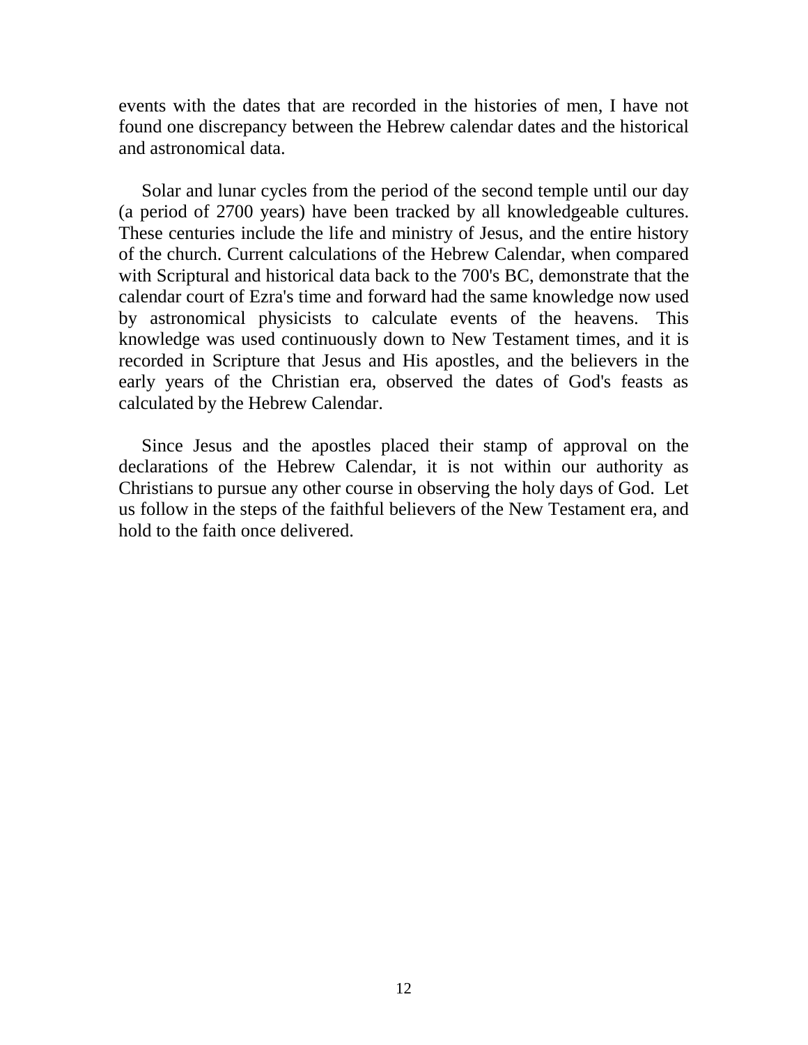events with the dates that are recorded in the histories of men, I have not found one discrepancy between the Hebrew calendar dates and the historical and astronomical data.

Solar and lunar cycles from the period of the second temple until our day (a period of 2700 years) have been tracked by all knowledgeable cultures. These centuries include the life and ministry of Jesus, and the entire history of the church. Current calculations of the Hebrew Calendar, when compared with Scriptural and historical data back to the 700's BC, demonstrate that the calendar court of Ezra's time and forward had the same knowledge now used by astronomical physicists to calculate events of the heavens. This knowledge was used continuously down to New Testament times, and it is recorded in Scripture that Jesus and His apostles, and the believers in the early years of the Christian era, observed the dates of God's feasts as calculated by the Hebrew Calendar.

Since Jesus and the apostles placed their stamp of approval on the declarations of the Hebrew Calendar, it is not within our authority as Christians to pursue any other course in observing the holy days of God. Let us follow in the steps of the faithful believers of the New Testament era, and hold to the faith once delivered.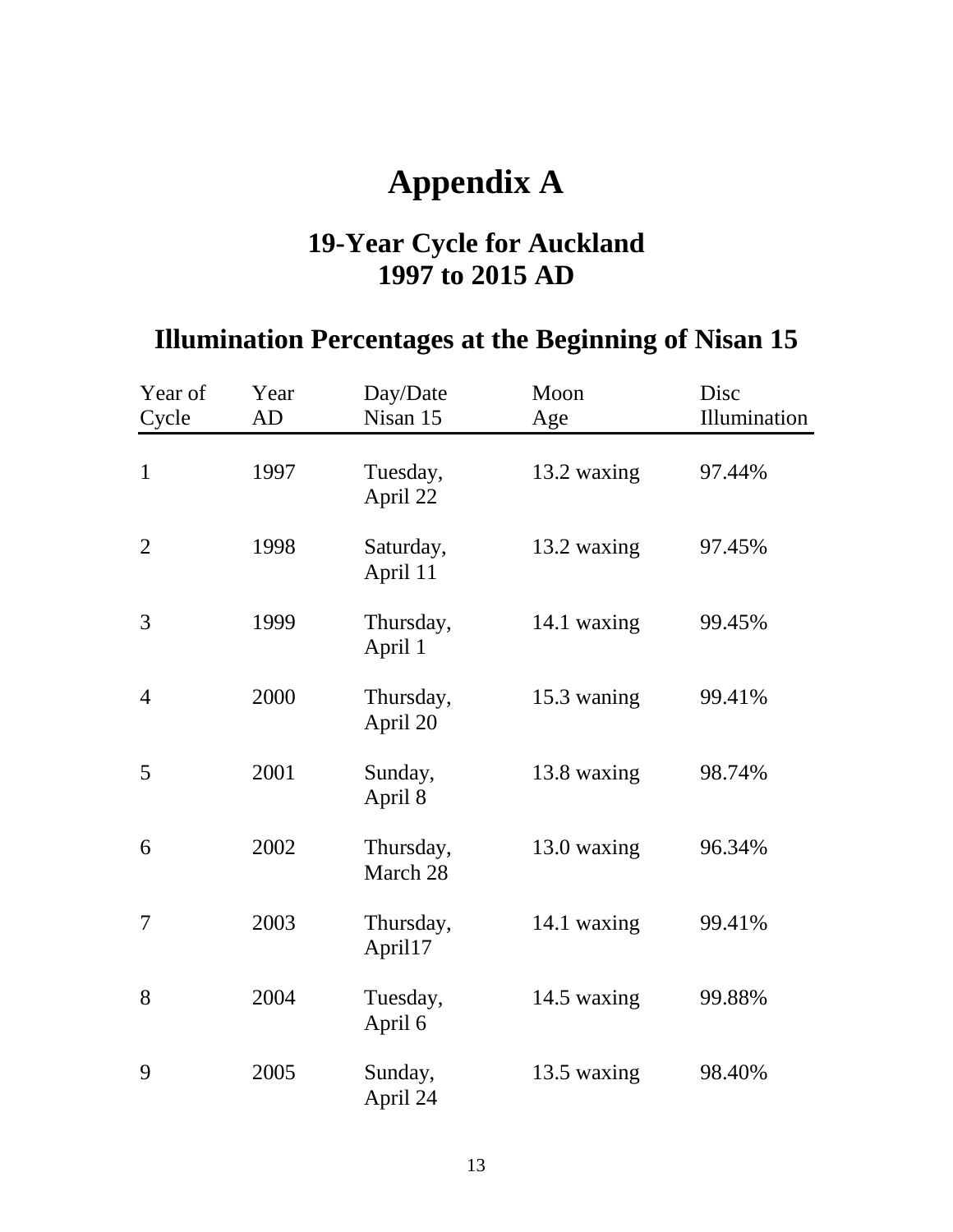# Appendix A

## 19-Year Cycle for Auckland 1997 to 2015 AD

## Illumination Percentages at the Beginning of Nisan 15

| Year of Cycle | Year AD | Day/Date Nisan 15 | Moon Age | Disc Illumination |
|---|---|---|---|---|
| 1 | 1997 | Tuesday, April 22 | 13.2 waxing | 97.44% |
| 2 | 1998 | Saturday, April 11 | 13.2 waxing | 97.45% |
| 3 | 1999 | Thursday, April 1 | 14.1 waxing | 99.45% |
| 4 | 2000 | Thursday, April 20 | 15.3 waning | 99.41% |
| 5 | 2001 | Sunday, April 8 | 13.8 waxing | 98.74% |
| 6 | 2002 | Thursday, March 28 | 13.0 waxing | 96.34% |
| 7 | 2003 | Thursday, April17 | 14.1 waxing | 99.41% |
| 8 | 2004 | Tuesday, April 6 | 14.5 waxing | 99.88% |
| 9 | 2005 | Sunday, April 24 | 13.5 waxing | 98.40% |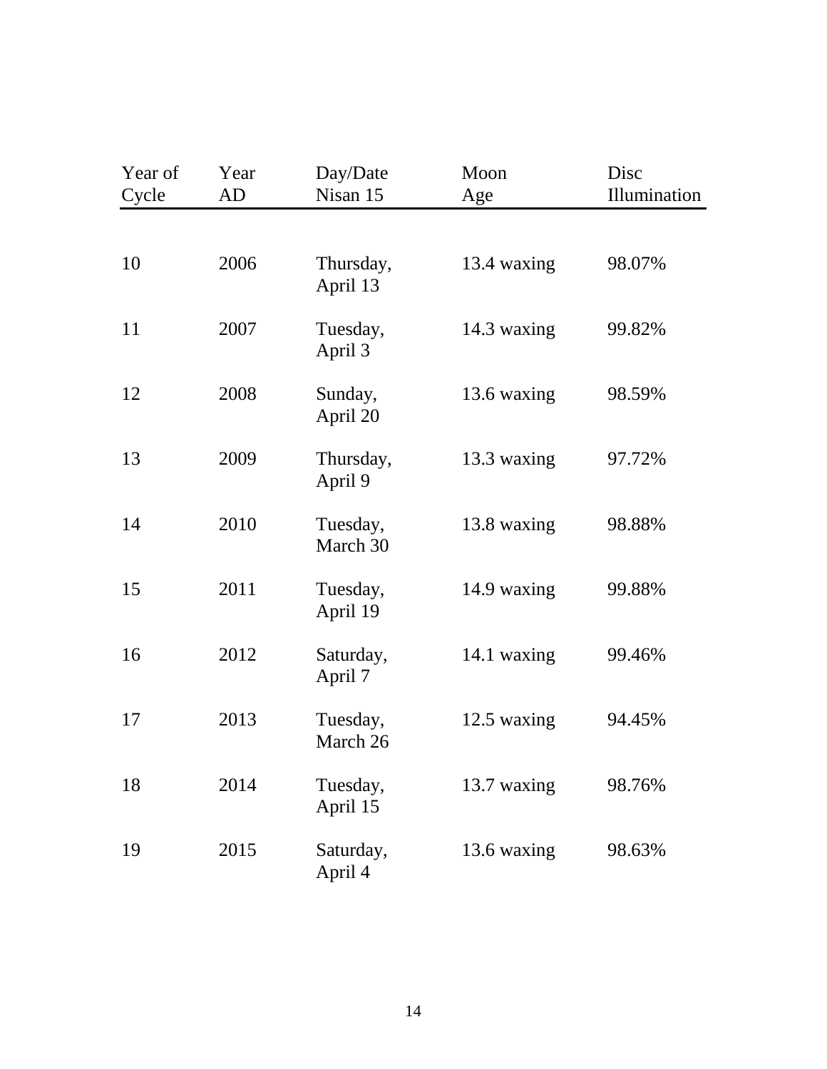| Year of Cycle | Year AD | Day/Date Nisan 15 | Moon Age | Disc Illumination |
|---|---|---|---|---|
| 10 | 2006 | Thursday, April 13 | 13.4 waxing | 98.07% |
| 11 | 2007 | Tuesday, April 3 | 14.3 waxing | 99.82% |
| 12 | 2008 | Sunday, April 20 | 13.6 waxing | 98.59% |
| 13 | 2009 | Thursday, April 9 | 13.3 waxing | 97.72% |
| 14 | 2010 | Tuesday, March 30 | 13.8 waxing | 98.88% |
| 15 | 2011 | Tuesday, April 19 | 14.9 waxing | 99.88% |
| 16 | 2012 | Saturday, April 7 | 14.1 waxing | 99.46% |
| 17 | 2013 | Tuesday, March 26 | 12.5 waxing | 94.45% |
| 18 | 2014 | Tuesday, April 15 | 13.7 waxing | 98.76% |
| 19 | 2015 | Saturday, April 4 | 13.6 waxing | 98.63% |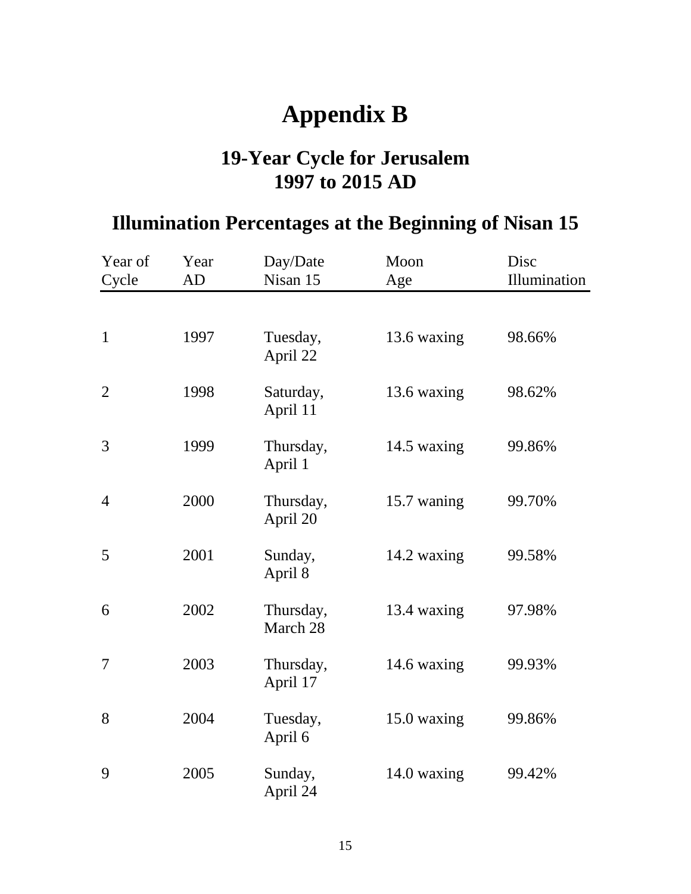# Appendix B

## 19-Year Cycle for Jerusalem
## 1997 to 2015 AD

## Illumination Percentages at the Beginning of Nisan 15

| Year of Cycle | Year AD | Day/Date Nisan 15 | Moon Age | Disc Illumination |
|---|---|---|---|---|
| 1 | 1997 | Tuesday, April 22 | 13.6 waxing | 98.66% |
| 2 | 1998 | Saturday, April 11 | 13.6 waxing | 98.62% |
| 3 | 1999 | Thursday, April 1 | 14.5 waxing | 99.86% |
| 4 | 2000 | Thursday, April 20 | 15.7 waning | 99.70% |
| 5 | 2001 | Sunday, April 8 | 14.2 waxing | 99.58% |
| 6 | 2002 | Thursday, March 28 | 13.4 waxing | 97.98% |
| 7 | 2003 | Thursday, April 17 | 14.6 waxing | 99.93% |
| 8 | 2004 | Tuesday, April 6 | 15.0 waxing | 99.86% |
| 9 | 2005 | Sunday, April 24 | 14.0 waxing | 99.42% |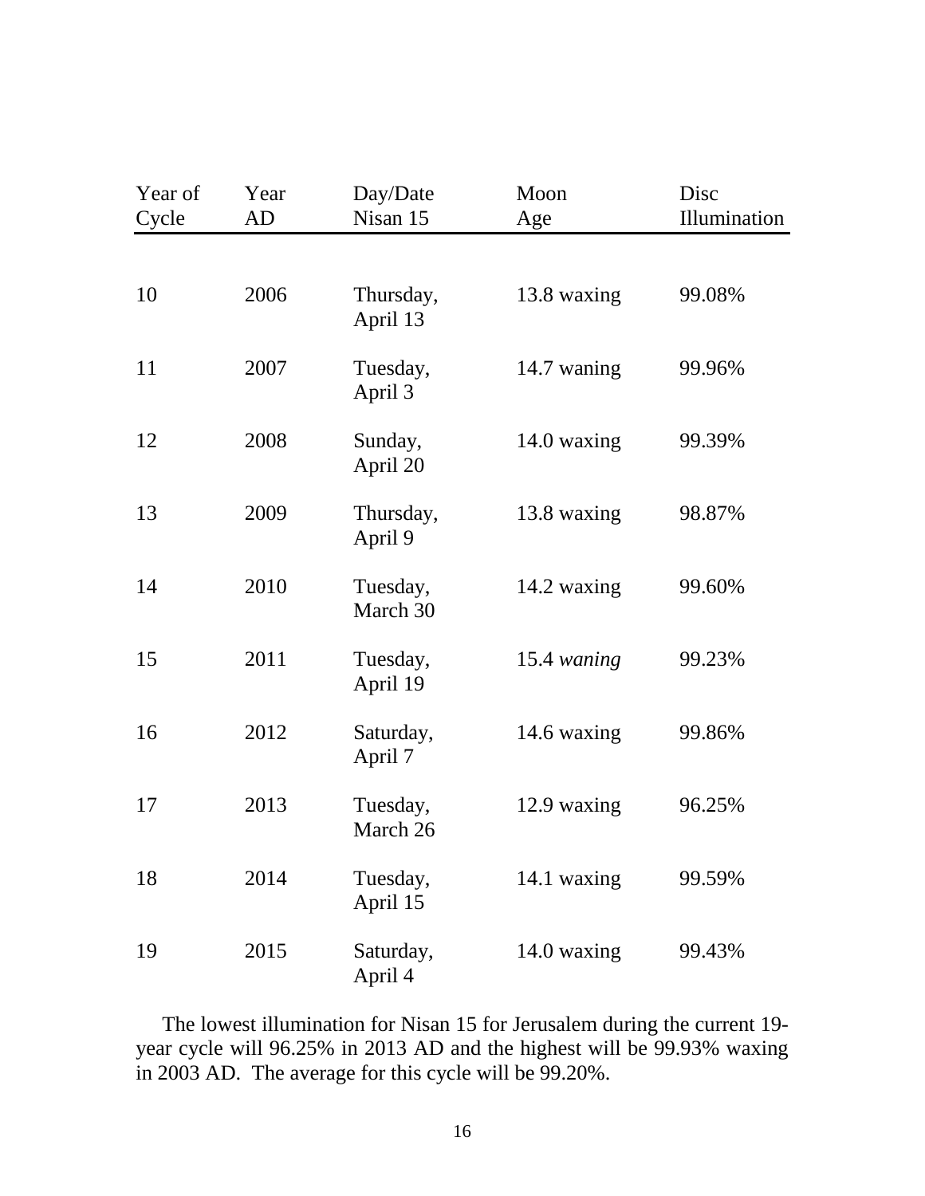| Year of Cycle | Year AD | Day/Date Nisan 15 | Moon Age | Disc Illumination |
|---|---|---|---|---|
| 10 | 2006 | Thursday, April 13 | 13.8 waxing | 99.08% |
| 11 | 2007 | Tuesday, April 3 | 14.7 waning | 99.96% |
| 12 | 2008 | Sunday, April 20 | 14.0 waxing | 99.39% |
| 13 | 2009 | Thursday, April 9 | 13.8 waxing | 98.87% |
| 14 | 2010 | Tuesday, March 30 | 14.2 waxing | 99.60% |
| 15 | 2011 | Tuesday, April 19 | 15.4 *waning* | 99.23% |
| 16 | 2012 | Saturday, April 7 | 14.6 waxing | 99.86% |
| 17 | 2013 | Tuesday, March 26 | 12.9 waxing | 96.25% |
| 18 | 2014 | Tuesday, April 15 | 14.1 waxing | 99.59% |
| 19 | 2015 | Saturday, April 4 | 14.0 waxing | 99.43% |

The lowest illumination for Nisan 15 for Jerusalem during the current 19-year cycle will 96.25% in 2013 AD and the highest will be 99.93% waxing in 2003 AD. The average for this cycle will be 99.20%.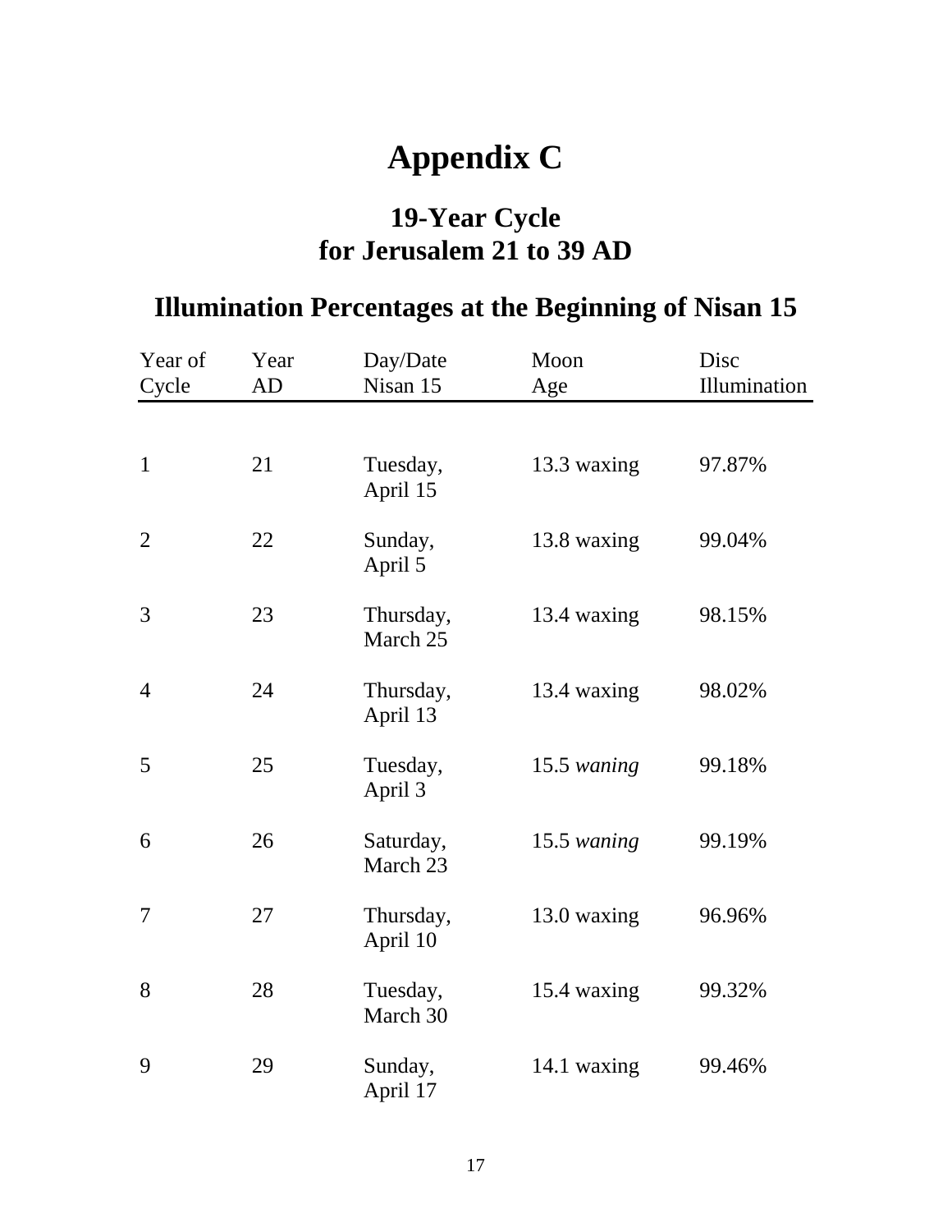# Appendix C

## 19-Year Cycle
## for Jerusalem 21 to 39 AD

## Illumination Percentages at the Beginning of Nisan 15

| Year of Cycle | Year AD | Day/Date Nisan 15 | Moon Age | Disc Illumination |
|---|---|---|---|---|
| 1 | 21 | Tuesday, April 15 | 13.3 waxing | 97.87% |
| 2 | 22 | Sunday, April 5 | 13.8 waxing | 99.04% |
| 3 | 23 | Thursday, March 25 | 13.4 waxing | 98.15% |
| 4 | 24 | Thursday, April 13 | 13.4 waxing | 98.02% |
| 5 | 25 | Tuesday, April 3 | 15.5 *waning* | 99.18% |
| 6 | 26 | Saturday, March 23 | 15.5 *waning* | 99.19% |
| 7 | 27 | Thursday, April 10 | 13.0 waxing | 96.96% |
| 8 | 28 | Tuesday, March 30 | 15.4 waxing | 99.32% |
| 9 | 29 | Sunday, April 17 | 14.1 waxing | 99.46% |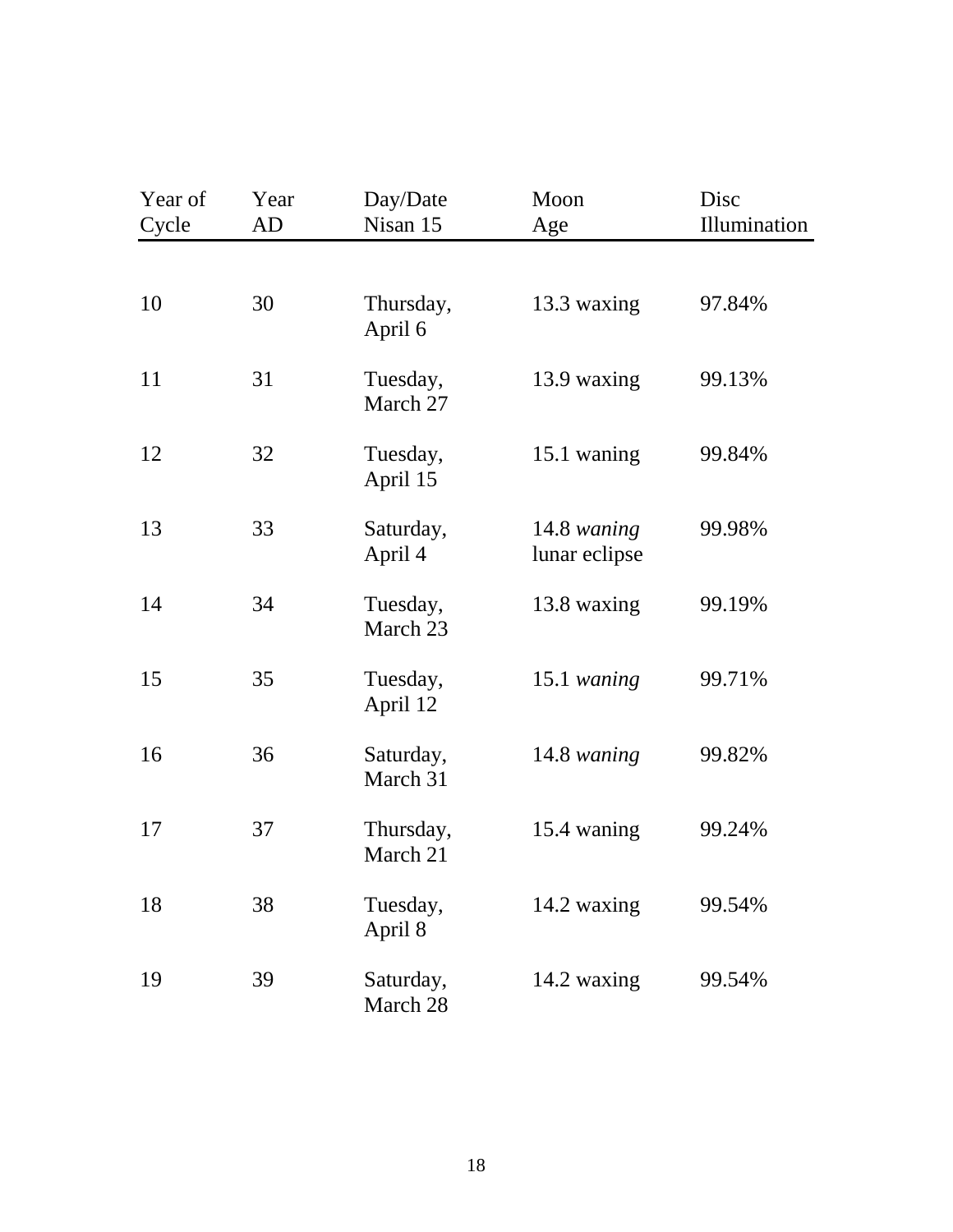| Year of Cycle | Year AD | Day/Date Nisan 15 | Moon Age | Disc Illumination |
|---|---|---|---|---|
| 10 | 30 | Thursday, April 6 | 13.3 waxing | 97.84% |
| 11 | 31 | Tuesday, March 27 | 13.9 waxing | 99.13% |
| 12 | 32 | Tuesday, April 15 | 15.1 waning | 99.84% |
| 13 | 33 | Saturday, April 4 | 14.8 *waning* lunar eclipse | 99.98% |
| 14 | 34 | Tuesday, March 23 | 13.8 waxing | 99.19% |
| 15 | 35 | Tuesday, April 12 | 15.1 *waning* | 99.71% |
| 16 | 36 | Saturday, March 31 | 14.8 *waning* | 99.82% |
| 17 | 37 | Thursday, March 21 | 15.4 waning | 99.24% |
| 18 | 38 | Tuesday, April 8 | 14.2 waxing | 99.54% |
| 19 | 39 | Saturday, March 28 | 14.2 waxing | 99.54% |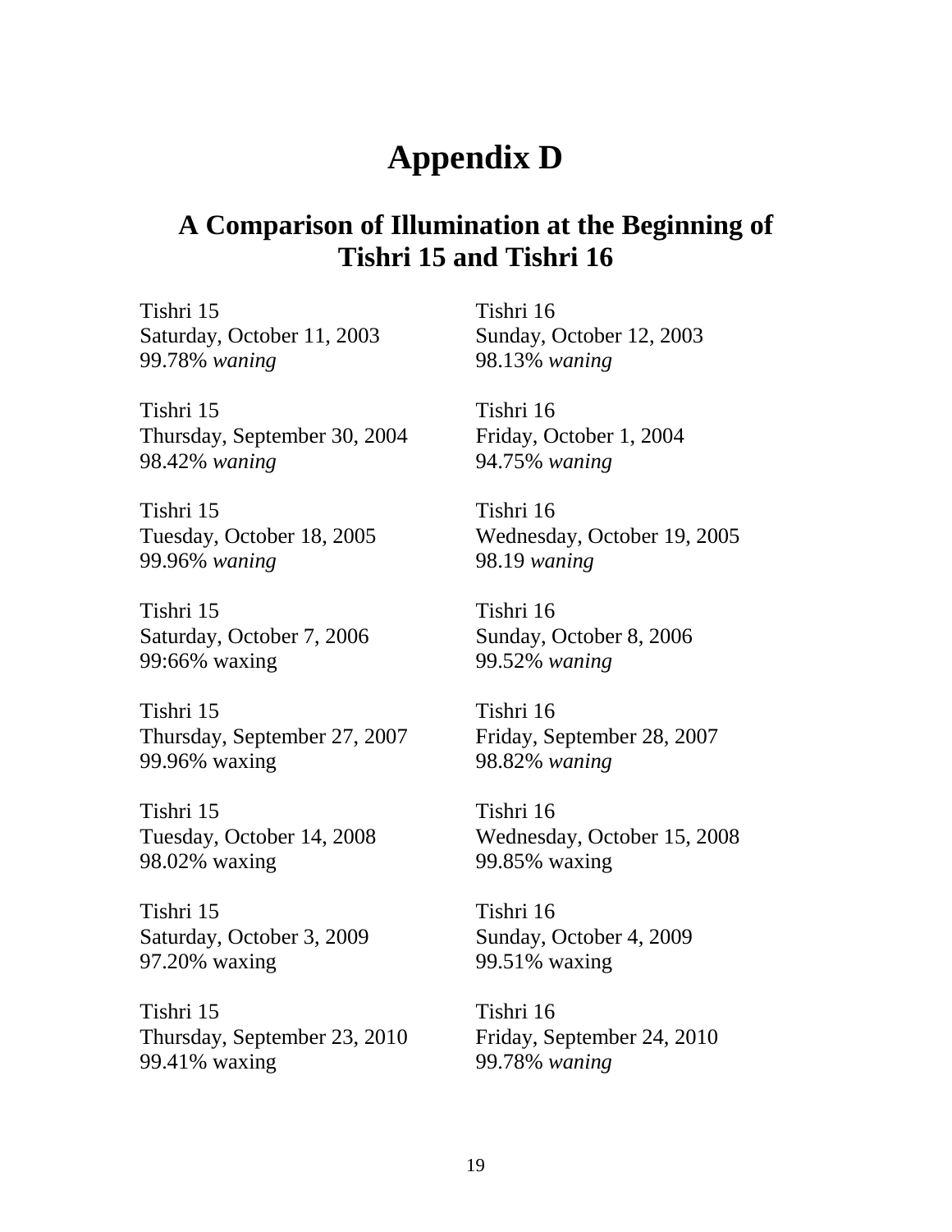# Appendix D

## A Comparison of Illumination at the Beginning of Tishri 15 and Tishri 16

Tishri 15
Saturday, October 11, 2003
99.78% *waning*

Tishri 16
Sunday, October 12, 2003
98.13% *waning*

Tishri 15
Thursday, September 30, 2004
98.42% *waning*

Tishri 16
Friday, October 1, 2004
94.75% *waning*

Tishri 15
Tuesday, October 18, 2005
99.96% *waning*

Tishri 16
Wednesday, October 19, 2005
98.19 *waning*

Tishri 15
Saturday, October 7, 2006
99:66% waxing

Tishri 16
Sunday, October 8, 2006
99.52% *waning*

Tishri 15
Thursday, September 27, 2007
99.96% waxing

Tishri 16
Friday, September 28, 2007
98.82% *waning*

Tishri 15
Tuesday, October 14, 2008
98.02% waxing

Tishri 16
Wednesday, October 15, 2008
99.85% waxing

Tishri 15
Saturday, October 3, 2009
97.20% waxing

Tishri 16
Sunday, October 4, 2009
99.51% waxing

Tishri 15
Thursday, September 23, 2010
99.41% waxing

Tishri 16
Friday, September 24, 2010
99.78% *waning*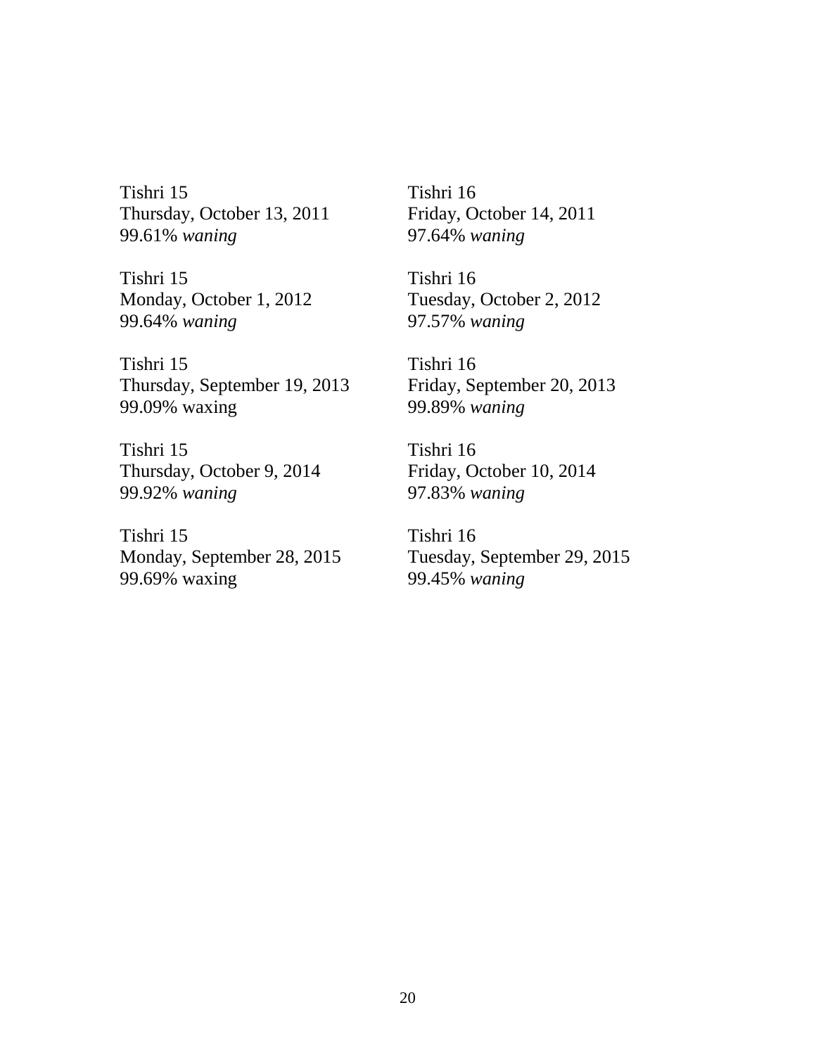Tishri 15
Thursday, October 13, 2011
99.61% *waning*

Tishri 16
Friday, October 14, 2011
97.64% *waning*

Tishri 15
Monday, October 1, 2012
99.64% *waning*

Tishri 16
Tuesday, October 2, 2012
97.57% *waning*

Tishri 15
Thursday, September 19, 2013
99.09% waxing

Tishri 16
Friday, September 20, 2013
99.89% *waning*

Tishri 15
Thursday, October 9, 2014
99.92% *waning*

Tishri 16
Friday, October 10, 2014
97.83% *waning*

Tishri 15
Monday, September 28, 2015
99.69% waxing

Tishri 16
Tuesday, September 29, 2015
99.45% *waning*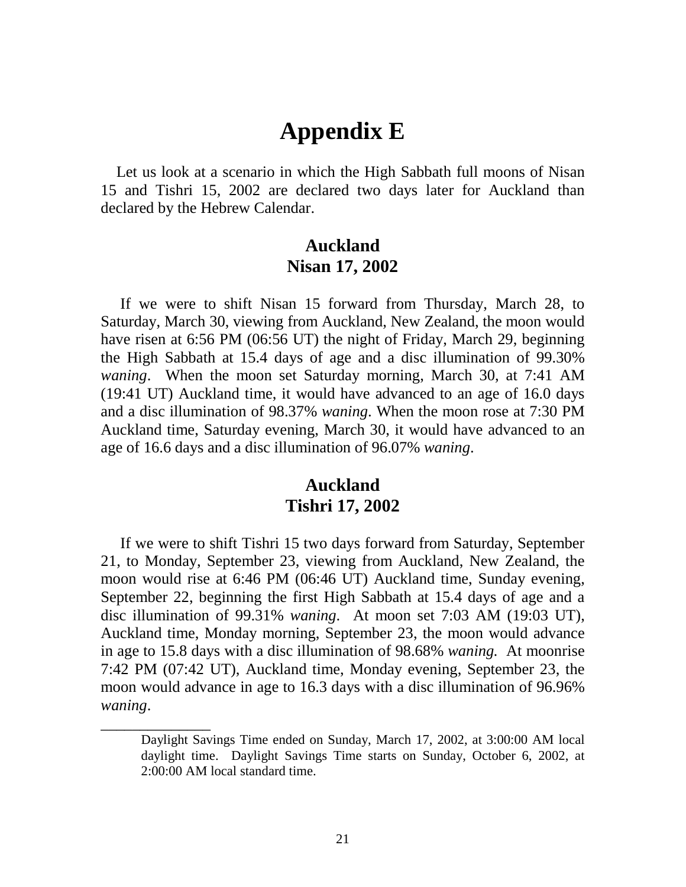# Appendix E

Let us look at a scenario in which the High Sabbath full moons of Nisan 15 and Tishri 15, 2002 are declared two days later for Auckland than declared by the Hebrew Calendar.

## Auckland
## Nisan 17, 2002

If we were to shift Nisan 15 forward from Thursday, March 28, to Saturday, March 30, viewing from Auckland, New Zealand, the moon would have risen at 6:56 PM (06:56 UT) the night of Friday, March 29, beginning the High Sabbath at 15.4 days of age and a disc illumination of 99.30% *waning*. When the moon set Saturday morning, March 30, at 7:41 AM (19:41 UT) Auckland time, it would have advanced to an age of 16.0 days and a disc illumination of 98.37% *waning*. When the moon rose at 7:30 PM Auckland time, Saturday evening, March 30, it would have advanced to an age of 16.6 days and a disc illumination of 96.07% *waning*.

## Auckland
## Tishri 17, 2002

If we were to shift Tishri 15 two days forward from Saturday, September 21, to Monday, September 23, viewing from Auckland, New Zealand, the moon would rise at 6:46 PM (06:46 UT) Auckland time, Sunday evening, September 22, beginning the first High Sabbath at 15.4 days of age and a disc illumination of 99.31% *waning*. At moon set 7:03 AM (19:03 UT), Auckland time, Monday morning, September 23, the moon would advance in age to 15.8 days with a disc illumination of 98.68% *waning.* At moonrise 7:42 PM (07:42 UT), Auckland time, Monday evening, September 23, the moon would advance in age to 16.3 days with a disc illumination of 96.96% *waning*.

---

Daylight Savings Time ended on Sunday, March 17, 2002, at 3:00:00 AM local daylight time. Daylight Savings Time starts on Sunday, October 6, 2002, at 2:00:00 AM local standard time.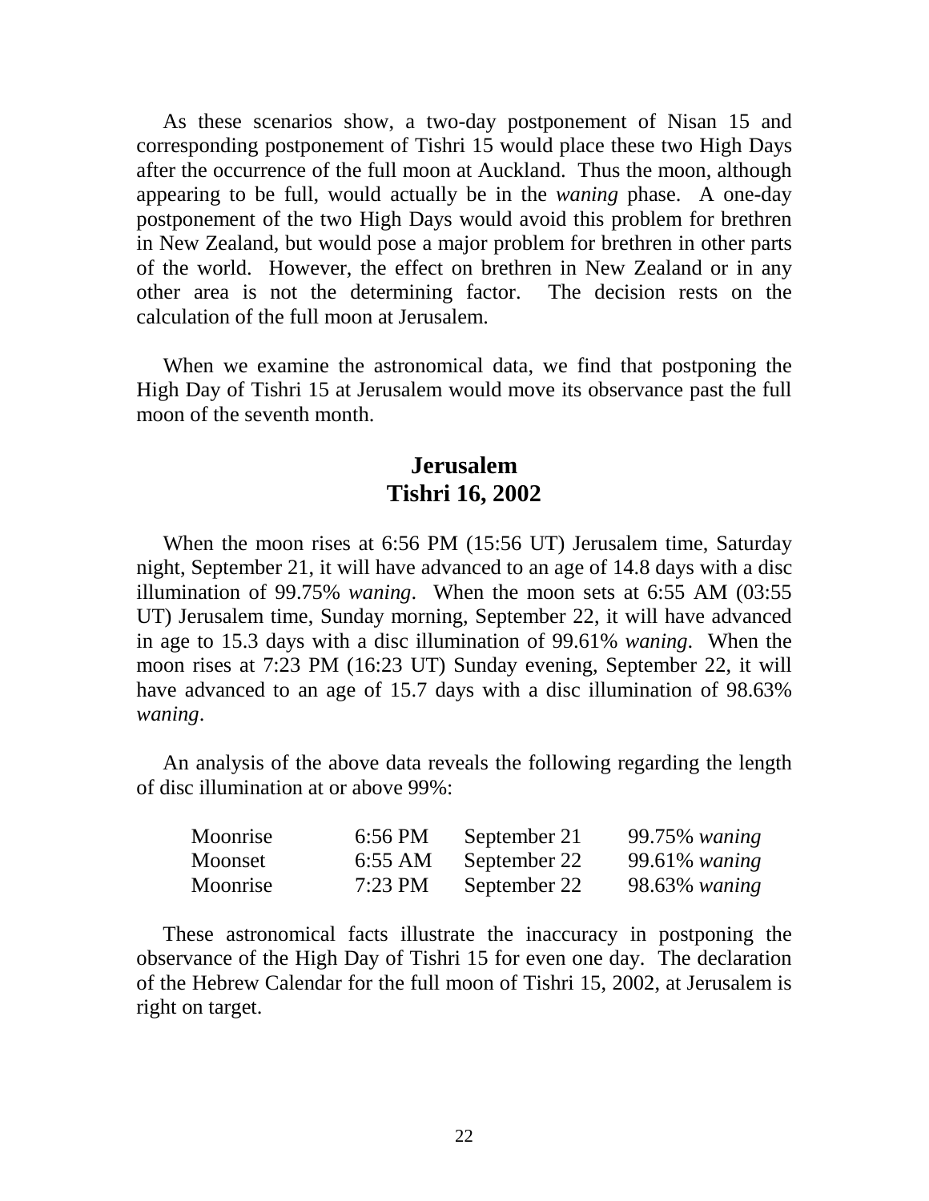As these scenarios show, a two-day postponement of Nisan 15 and corresponding postponement of Tishri 15 would place these two High Days after the occurrence of the full moon at Auckland. Thus the moon, although appearing to be full, would actually be in the *waning* phase. A one-day postponement of the two High Days would avoid this problem for brethren in New Zealand, but would pose a major problem for brethren in other parts of the world. However, the effect on brethren in New Zealand or in any other area is not the determining factor. The decision rests on the calculation of the full moon at Jerusalem.

When we examine the astronomical data, we find that postponing the High Day of Tishri 15 at Jerusalem would move its observance past the full moon of the seventh month.

## Jerusalem
## Tishri 16, 2002

When the moon rises at 6:56 PM (15:56 UT) Jerusalem time, Saturday night, September 21, it will have advanced to an age of 14.8 days with a disc illumination of 99.75% *waning*. When the moon sets at 6:55 AM (03:55 UT) Jerusalem time, Sunday morning, September 22, it will have advanced in age to 15.3 days with a disc illumination of 99.61% *waning*. When the moon rises at 7:23 PM (16:23 UT) Sunday evening, September 22, it will have advanced to an age of 15.7 days with a disc illumination of 98.63% *waning*.

An analysis of the above data reveals the following regarding the length of disc illumination at or above 99%:

| | | | |
|---|---|---|---|
| Moonrise | 6:56 PM | September 21 | 99.75% *waning* |
| Moonset | 6:55 AM | September 22 | 99.61% *waning* |
| Moonrise | 7:23 PM | September 22 | 98.63% *waning* |

These astronomical facts illustrate the inaccuracy in postponing the observance of the High Day of Tishri 15 for even one day. The declaration of the Hebrew Calendar for the full moon of Tishri 15, 2002, at Jerusalem is right on target.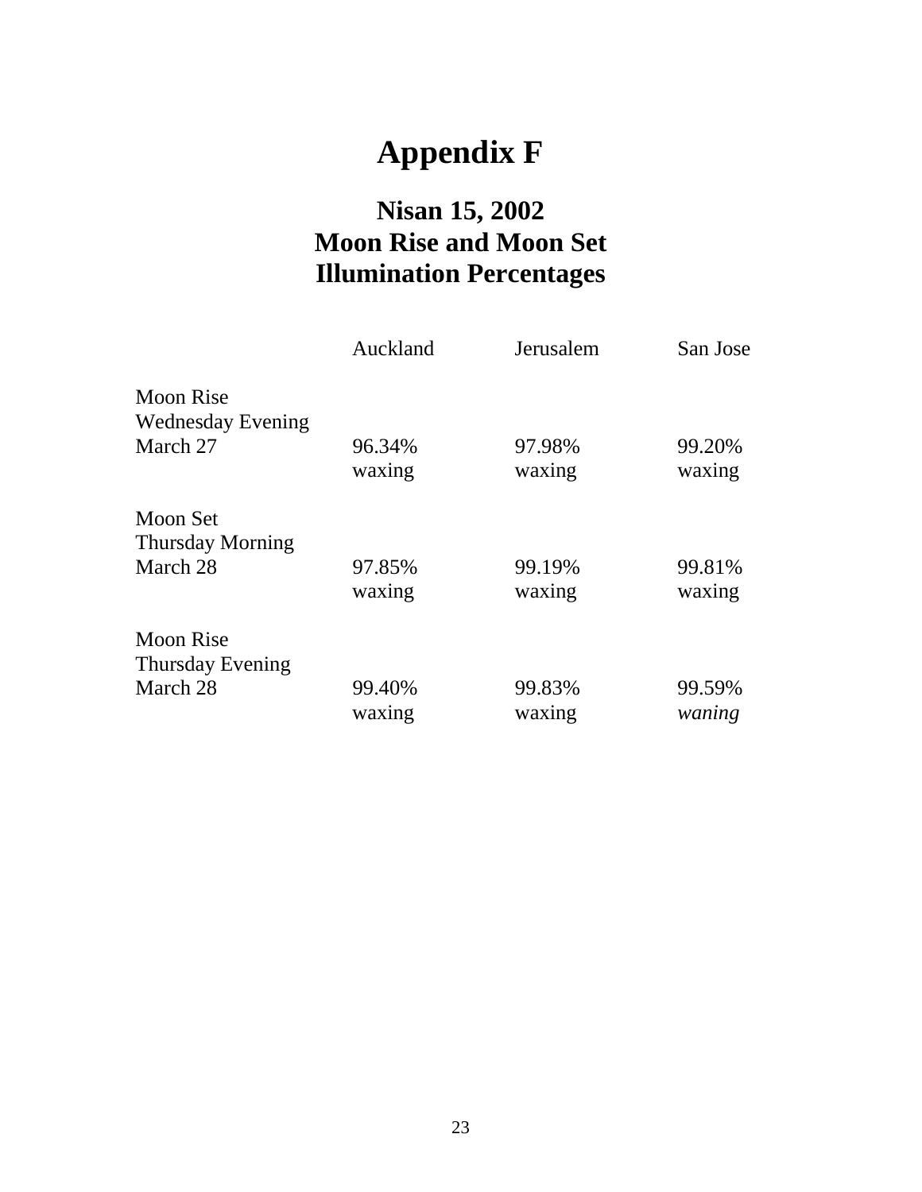# Appendix F

## Nisan 15, 2002
## Moon Rise and Moon Set
## Illumination Percentages

| | Auckland | Jerusalem | San Jose |
|---|---|---|---|
| Moon Rise Wednesday Evening March 27 | 96.34% waxing | 97.98% waxing | 99.20% waxing |
| Moon Set Thursday Morning March 28 | 97.85% waxing | 99.19% waxing | 99.81% waxing |
| Moon Rise Thursday Evening March 28 | 99.40% waxing | 99.83% waxing | 99.59% *waning* |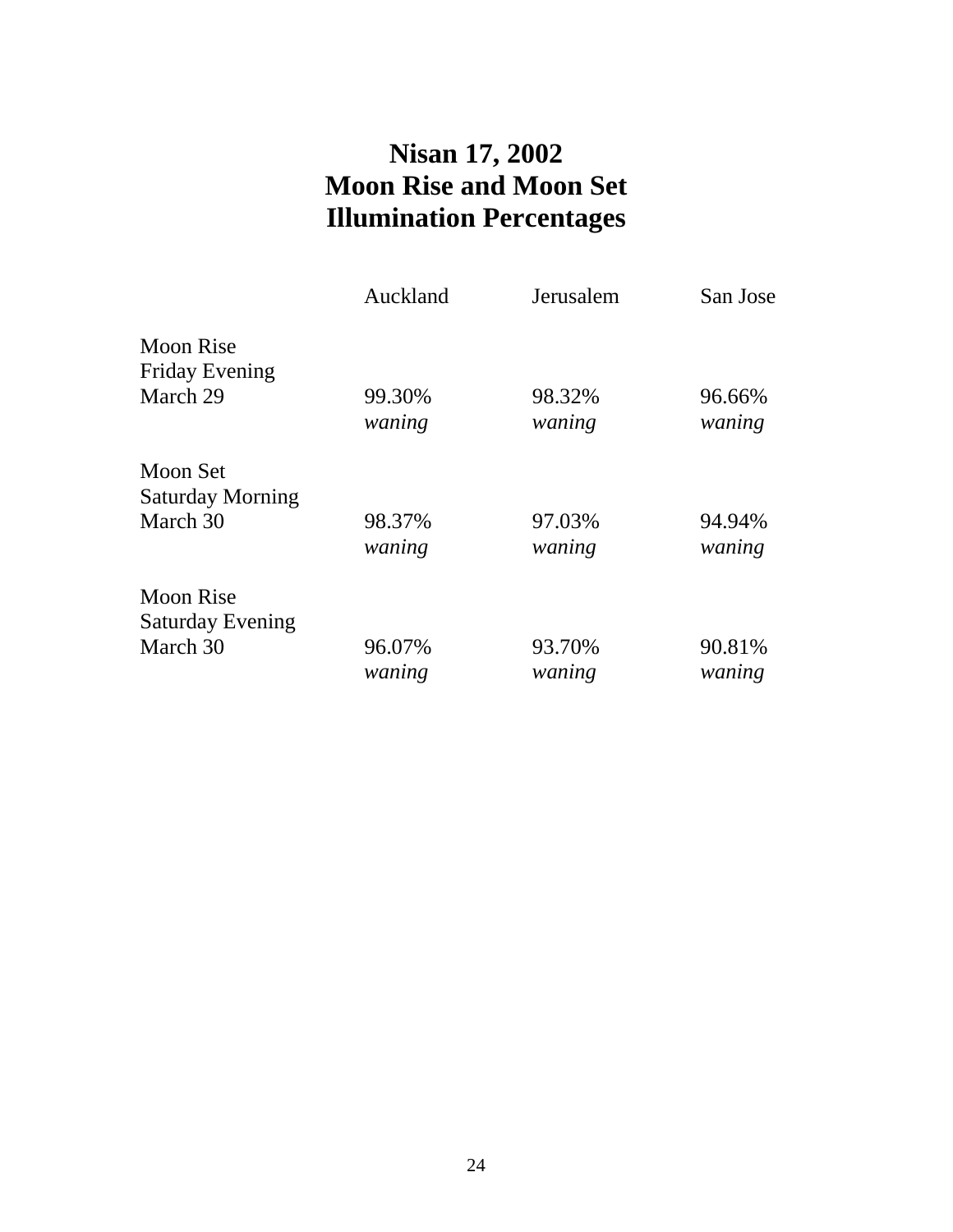# Nisan 17, 2002
# Moon Rise and Moon Set
# Illumination Percentages

| | Auckland | Jerusalem | San Jose |
|---|---|---|---|
| Moon Rise<br>Friday Evening<br>March 29 | 99.30%<br>*waning* | 98.32%<br>*waning* | 96.66%<br>*waning* |
| Moon Set<br>Saturday Morning<br>March 30 | 98.37%<br>*waning* | 97.03%<br>*waning* | 94.94%<br>*waning* |
| Moon Rise<br>Saturday Evening<br>March 30 | 96.07%<br>*waning* | 93.70%<br>*waning* | 90.81%<br>*waning* |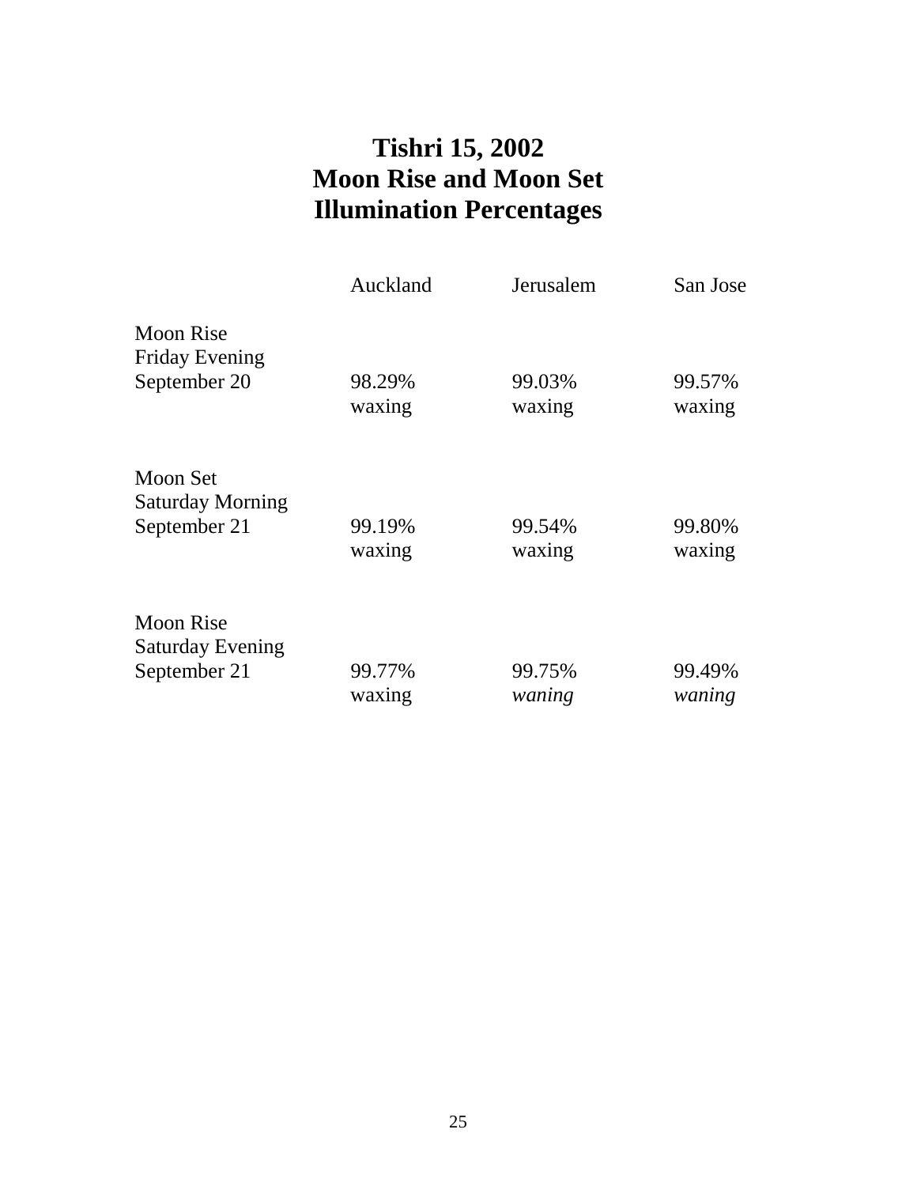# Tishri 15, 2002
# Moon Rise and Moon Set
# Illumination Percentages

| | Auckland | Jerusalem | San Jose |
|---|---|---|---|
| Moon Rise<br>Friday Evening<br>September 20 | 98.29%<br>waxing | 99.03%<br>waxing | 99.57%<br>waxing |
| Moon Set<br>Saturday Morning<br>September 21 | 99.19%<br>waxing | 99.54%<br>waxing | 99.80%<br>waxing |
| Moon Rise<br>Saturday Evening<br>September 21 | 99.77%<br>waxing | 99.75%<br>*waning* | 99.49%<br>*waning* |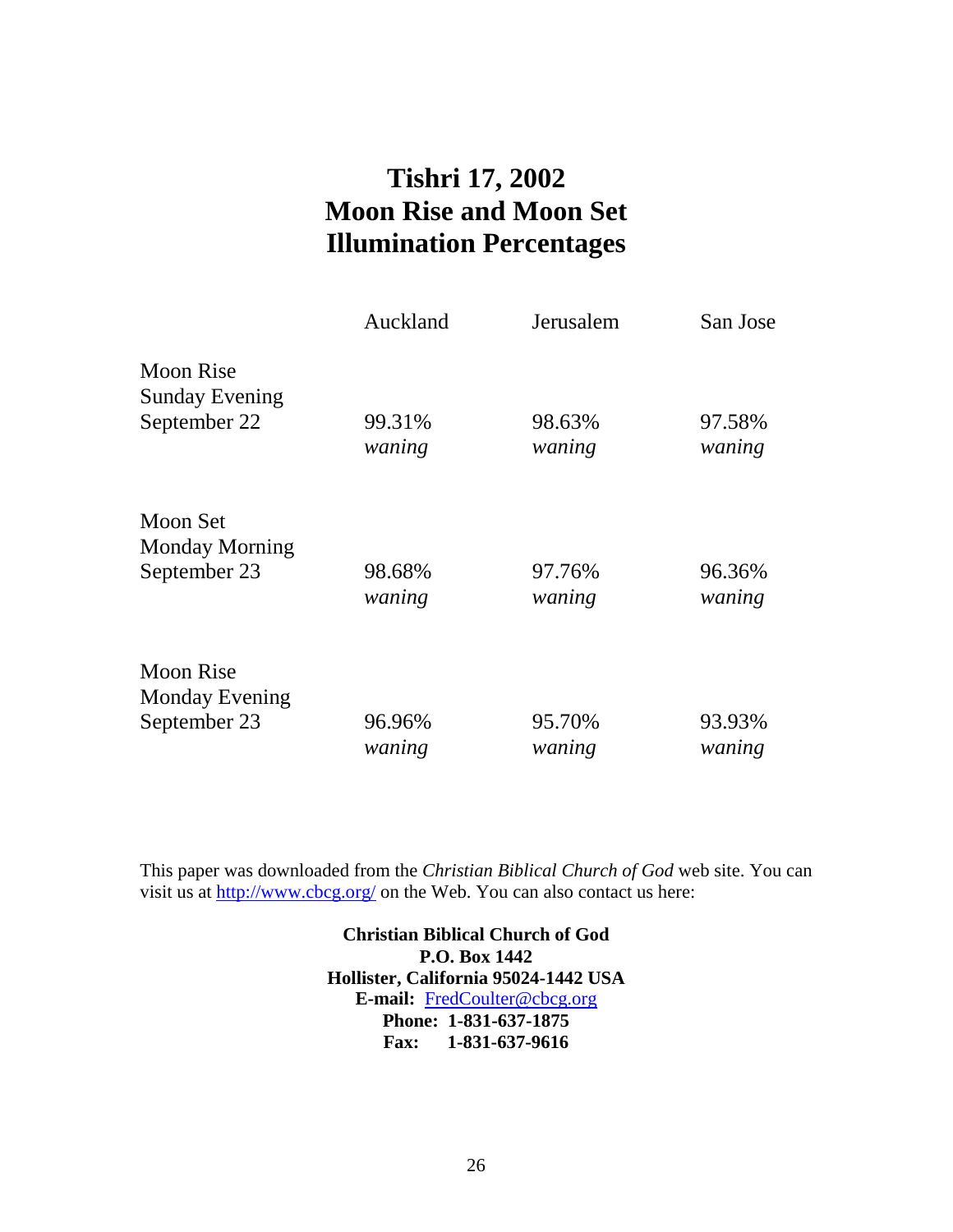# Tishri 17, 2002
# Moon Rise and Moon Set
# Illumination Percentages

| | Auckland | Jerusalem | San Jose |
|---|---|---|---|
| Moon Rise Sunday Evening September 22 | 99.31% *waning* | 98.63% *waning* | 97.58% *waning* |
| Moon Set Monday Morning September 23 | 98.68% *waning* | 97.76% *waning* | 96.36% *waning* |
| Moon Rise Monday Evening September 23 | 96.96% *waning* | 95.70% *waning* | 93.93% *waning* |

This paper was downloaded from the *Christian Biblical Church of God* web site. You can visit us at http://www.cbcg.org/ on the Web. You can also contact us here:

**Christian Biblical Church of God**
**P.O. Box 1442**
**Hollister, California 95024-1442 USA**
**E-mail:** FredCoulter@cbcg.org
**Phone: 1-831-637-1875**
**Fax: 1-831-637-9616**